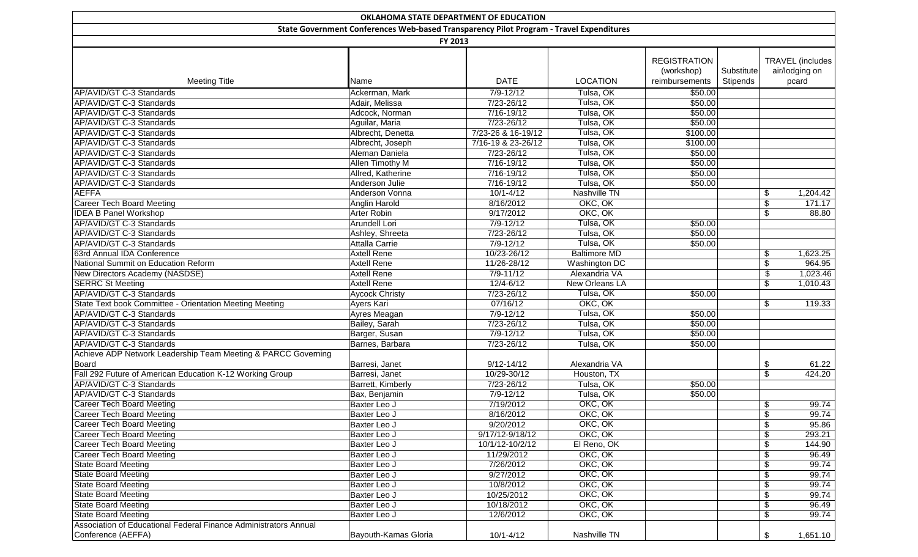# OKLAHOMA STATE DEPARTMENT OF EDUCATION

## State Government Conferences Web-based Transparency Pilot Program - Travel Expenditures

### FY 2013

| Meeting Title | Name | DATE | LOCATION | REGISTRATION (workshop) reimbursements | Substitute Stipends | TRAVEL (includes air/lodging on pcard |
|---|---|---|---|---|---|---|
| AP/AVID/GT C-3 Standards | Ackerman, Mark | 7/9-12/12 | Tulsa, OK | $50.00 | | |
| AP/AVID/GT C-3 Standards | Adair, Melissa | 7/23-26/12 | Tulsa, OK | $50.00 | | |
| AP/AVID/GT C-3 Standards | Adcock, Norman | 7/16-19/12 | Tulsa, OK | $50.00 | | |
| AP/AVID/GT C-3 Standards | Aguilar, Maria | 7/23-26/12 | Tulsa, OK | $50.00 | | |
| AP/AVID/GT C-3 Standards | Albrecht, Denetta | 7/23-26 & 16-19/12 | Tulsa, OK | $100.00 | | |
| AP/AVID/GT C-3 Standards | Albrecht, Joseph | 7/16-19 & 23-26/12 | Tulsa, OK | $100.00 | | |
| AP/AVID/GT C-3 Standards | Aleman Daniela | 7/23-26/12 | Tulsa, OK | $50.00 | | |
| AP/AVID/GT C-3 Standards | Allen Timothy M | 7/16-19/12 | Tulsa, OK | $50.00 | | |
| AP/AVID/GT C-3 Standards | Allred, Katherine | 7/16-19/12 | Tulsa, OK | $50.00 | | |
| AP/AVID/GT C-3 Standards | Anderson Julie | 7/16-19/12 | Tulsa, OK | $50.00 | | |
| AEFFA | Anderson Vonna | 10/1-4/12 | Nashville TN | | | $ 1,204.42 |
| Career Tech Board Meeting | Anglin Harold | 8/16/2012 | OKC, OK | | | $ 171.17 |
| IDEA B Panel Workshop | Arter Robin | 9/17/2012 | OKC, OK | | | $ 88.80 |
| AP/AVID/GT C-3 Standards | Arundell Lori | 7/9-12/12 | Tulsa, OK | $50.00 | | |
| AP/AVID/GT C-3 Standards | Ashley, Shreeta | 7/23-26/12 | Tulsa, OK | $50.00 | | |
| AP/AVID/GT C-3 Standards | Attalla Carrie | 7/9-12/12 | Tulsa, OK | $50.00 | | |
| 63rd Annual IDA Conference | Axtell Rene | 10/23-26/12 | Baltimore MD | | | $ 1,623.25 |
| National Summit on Education Reform | Axtell Rene | 11/26-28/12 | Washington DC | | | $ 964.95 |
| New Directors Academy (NASDSE) | Axtell Rene | 7/9-11/12 | Alexandria VA | | | $ 1,023.46 |
| SERRC St Meeting | Axtell Rene | 12/4-6/12 | New Orleans LA | | | $ 1,010.43 |
| AP/AVID/GT C-3 Standards | Aycock Christy | 7/23-26/12 | Tulsa, OK | $50.00 | | |
| State Text book Committee - Orientation Meeting Meeting | Ayers Kari | 07/16/12 | OKC, OK | | | $ 119.33 |
| AP/AVID/GT C-3 Standards | Ayres Meagan | 7/9-12/12 | Tulsa, OK | $50.00 | | |
| AP/AVID/GT C-3 Standards | Bailey, Sarah | 7/23-26/12 | Tulsa, OK | $50.00 | | |
| AP/AVID/GT C-3 Standards | Barger, Susan | 7/9-12/12 | Tulsa, OK | $50.00 | | |
| AP/AVID/GT C-3 Standards | Barnes, Barbara | 7/23-26/12 | Tulsa, OK | $50.00 | | |
| Achieve ADP Network Leadership Team Meeting & PARCC Governing Board | Barresi, Janet | 9/12-14/12 | Alexandria VA | | | $ 61.22 |
| Fall 292 Future of American Education K-12 Working Group | Barresi, Janet | 10/29-30/12 | Houston, TX | | | $ 424.20 |
| AP/AVID/GT C-3 Standards | Barrett, Kimberly | 7/23-26/12 | Tulsa, OK | $50.00 | | |
| AP/AVID/GT C-3 Standards | Bax, Benjamin | 7/9-12/12 | Tulsa, OK | $50.00 | | |
| Career Tech Board Meeting | Baxter Leo J | 7/19/2012 | OKC, OK | | | $ 99.74 |
| Career Tech Board Meeting | Baxter Leo J | 8/16/2012 | OKC, OK | | | $ 99.74 |
| Career Tech Board Meeting | Baxter Leo J | 9/20/2012 | OKC, OK | | | $ 95.86 |
| Career Tech Board Meeting | Baxter Leo J | 9/17/12-9/18/12 | OKC, OK | | | $ 293.21 |
| Career Tech Board Meeting | Baxter Leo J | 10/1/12-10/2/12 | El Reno, OK | | | $ 144.90 |
| Career Tech Board Meeting | Baxter Leo J | 11/29/2012 | OKC, OK | | | $ 96.49 |
| State Board Meeting | Baxter Leo J | 7/26/2012 | OKC, OK | | | $ 99.74 |
| State Board Meeting | Baxter Leo J | 9/27/2012 | OKC, OK | | | $ 99.74 |
| State Board Meeting | Baxter Leo J | 10/8/2012 | OKC, OK | | | $ 99.74 |
| State Board Meeting | Baxter Leo J | 10/25/2012 | OKC, OK | | | $ 99.74 |
| State Board Meeting | Baxter Leo J | 10/18/2012 | OKC, OK | | | $ 96.49 |
| State Board Meeting | Baxter Leo J | 12/6/2012 | OKC, OK | | | $ 99.74 |
| Association of Educational Federal Finance Administrators Annual Conference (AEFFA) | Bayouth-Kamas Gloria | 10/1-4/12 | Nashville TN | | | $ 1,651.10 |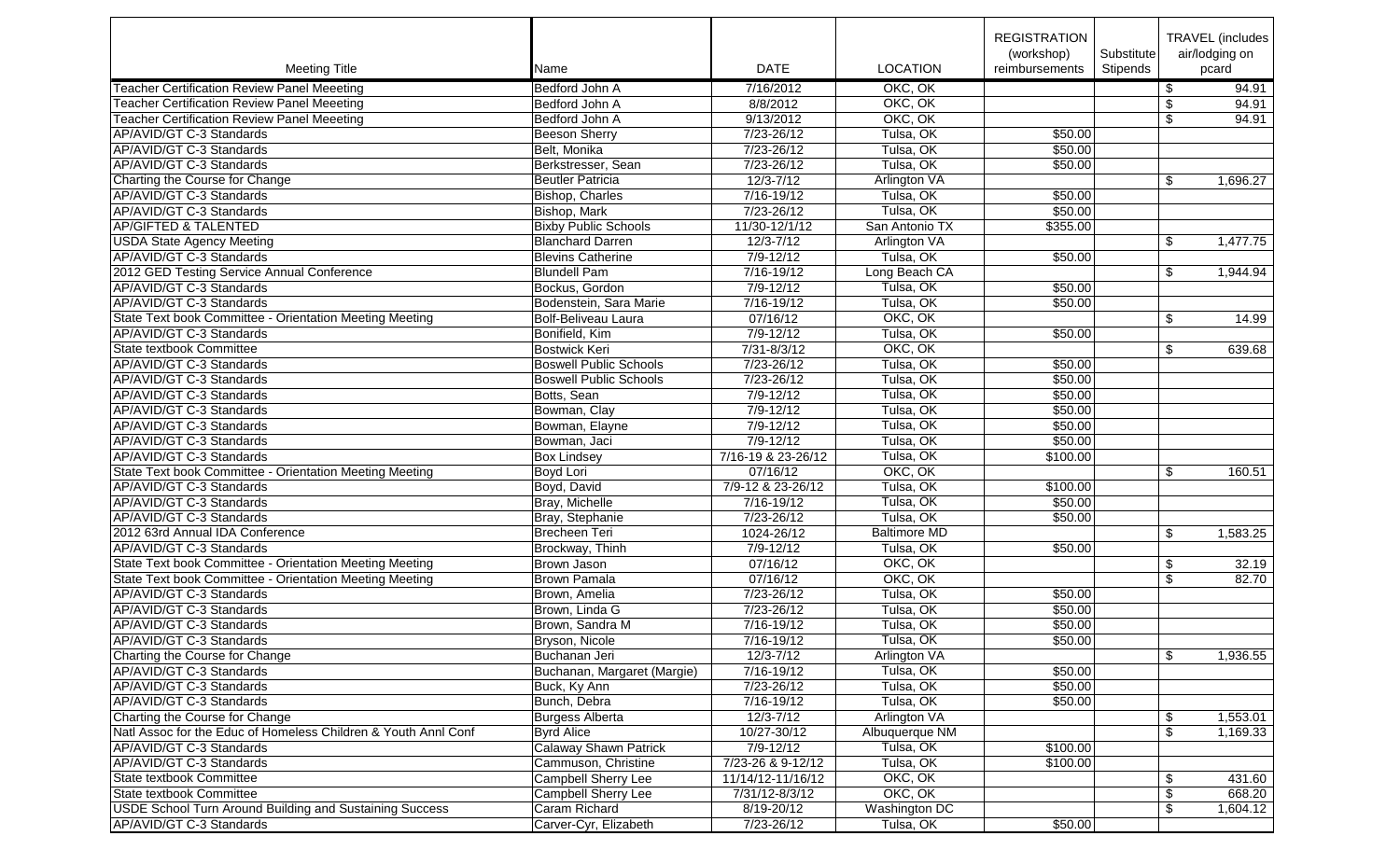| Meeting Title | Name | DATE | LOCATION | REGISTRATION (workshop) reimbursements | Substitute Stipends | TRAVEL (includes air/lodging on pcard |
|---|---|---|---|---|---|---|
| Teacher Certification Review Panel Meeeting | Bedford John A | 7/16/2012 | OKC, OK | | | $ 94.91 |
| Teacher Certification Review Panel Meeeting | Bedford John A | 8/8/2012 | OKC, OK | | | $ 94.91 |
| Teacher Certification Review Panel Meeeting | Bedford John A | 9/13/2012 | OKC, OK | | | $ 94.91 |
| AP/AVID/GT C-3 Standards | Beeson Sherry | 7/23-26/12 | Tulsa, OK | $50.00 | | |
| AP/AVID/GT C-3 Standards | Belt, Monika | 7/23-26/12 | Tulsa, OK | $50.00 | | |
| AP/AVID/GT C-3 Standards | Berkstresser, Sean | 7/23-26/12 | Tulsa, OK | $50.00 | | |
| Charting the Course for Change | Beutler Patricia | 12/3-7/12 | Arlington VA | | | $ 1,696.27 |
| AP/AVID/GT C-3 Standards | Bishop, Charles | 7/16-19/12 | Tulsa, OK | $50.00 | | |
| AP/AVID/GT C-3 Standards | Bishop, Mark | 7/23-26/12 | Tulsa, OK | $50.00 | | |
| AP/GIFTED & TALENTED | Bixby Public Schools | 11/30-12/1/12 | San Antonio TX | $355.00 | | |
| USDA State Agency Meeting | Blanchard Darren | 12/3-7/12 | Arlington VA | | | $ 1,477.75 |
| AP/AVID/GT C-3 Standards | Blevins Catherine | 7/9-12/12 | Tulsa, OK | $50.00 | | |
| 2012 GED Testing Service Annual Conference | Blundell Pam | 7/16-19/12 | Long Beach CA | | | $ 1,944.94 |
| AP/AVID/GT C-3 Standards | Bockus, Gordon | 7/9-12/12 | Tulsa, OK | $50.00 | | |
| AP/AVID/GT C-3 Standards | Bodenstein, Sara Marie | 7/16-19/12 | Tulsa, OK | $50.00 | | |
| State Text book Committee - Orientation Meeting Meeting | Bolf-Beliveau Laura | 07/16/12 | OKC, OK | | | $ 14.99 |
| AP/AVID/GT C-3 Standards | Bonifield, Kim | 7/9-12/12 | Tulsa, OK | $50.00 | | |
| State textbook Committee | Bostwick Keri | 7/31-8/3/12 | OKC, OK | | | $ 639.68 |
| AP/AVID/GT C-3 Standards | Boswell Public Schools | 7/23-26/12 | Tulsa, OK | $50.00 | | |
| AP/AVID/GT C-3 Standards | Boswell Public Schools | 7/23-26/12 | Tulsa, OK | $50.00 | | |
| AP/AVID/GT C-3 Standards | Botts, Sean | 7/9-12/12 | Tulsa, OK | $50.00 | | |
| AP/AVID/GT C-3 Standards | Bowman, Clay | 7/9-12/12 | Tulsa, OK | $50.00 | | |
| AP/AVID/GT C-3 Standards | Bowman, Elayne | 7/9-12/12 | Tulsa, OK | $50.00 | | |
| AP/AVID/GT C-3 Standards | Bowman, Jaci | 7/9-12/12 | Tulsa, OK | $50.00 | | |
| AP/AVID/GT C-3 Standards | Box Lindsey | 7/16-19 & 23-26/12 | Tulsa, OK | $100.00 | | |
| State Text book Committee - Orientation Meeting Meeting | Boyd Lori | 07/16/12 | OKC, OK | | | $ 160.51 |
| AP/AVID/GT C-3 Standards | Boyd, David | 7/9-12 & 23-26/12 | Tulsa, OK | $100.00 | | |
| AP/AVID/GT C-3 Standards | Bray, Michelle | 7/16-19/12 | Tulsa, OK | $50.00 | | |
| AP/AVID/GT C-3 Standards | Bray, Stephanie | 7/23-26/12 | Tulsa, OK | $50.00 | | |
| 2012 63rd Annual IDA Conference | Brecheen Teri | 1024-26/12 | Baltimore MD | | | $ 1,583.25 |
| AP/AVID/GT C-3 Standards | Brockway, Thinh | 7/9-12/12 | Tulsa, OK | $50.00 | | |
| State Text book Committee - Orientation Meeting Meeting | Brown Jason | 07/16/12 | OKC, OK | | | $ 32.19 |
| State Text book Committee - Orientation Meeting Meeting | Brown Pamala | 07/16/12 | OKC, OK | | | $ 82.70 |
| AP/AVID/GT C-3 Standards | Brown, Amelia | 7/23-26/12 | Tulsa, OK | $50.00 | | |
| AP/AVID/GT C-3 Standards | Brown, Linda G | 7/23-26/12 | Tulsa, OK | $50.00 | | |
| AP/AVID/GT C-3 Standards | Brown, Sandra M | 7/16-19/12 | Tulsa, OK | $50.00 | | |
| AP/AVID/GT C-3 Standards | Bryson, Nicole | 7/16-19/12 | Tulsa, OK | $50.00 | | |
| Charting the Course for Change | Buchanan Jeri | 12/3-7/12 | Arlington VA | | | $ 1,936.55 |
| AP/AVID/GT C-3 Standards | Buchanan, Margaret (Margie) | 7/16-19/12 | Tulsa, OK | $50.00 | | |
| AP/AVID/GT C-3 Standards | Buck, Ky Ann | 7/23-26/12 | Tulsa, OK | $50.00 | | |
| AP/AVID/GT C-3 Standards | Bunch, Debra | 7/16-19/12 | Tulsa, OK | $50.00 | | |
| Charting the Course for Change | Burgess Alberta | 12/3-7/12 | Arlington VA | | | $ 1,553.01 |
| Natl Assoc for the Educ of Homeless Children & Youth Annl Conf | Byrd Alice | 10/27-30/12 | Albuquerque NM | | | $ 1,169.33 |
| AP/AVID/GT C-3 Standards | Calaway Shawn Patrick | 7/9-12/12 | Tulsa, OK | $100.00 | | |
| AP/AVID/GT C-3 Standards | Cammuson, Christine | 7/23-26 & 9-12/12 | Tulsa, OK | $100.00 | | |
| State textbook Committee | Campbell Sherry Lee | 11/14/12-11/16/12 | OKC, OK | | | $ 431.60 |
| State textbook Committee | Campbell Sherry Lee | 7/31/12-8/3/12 | OKC, OK | | | $ 668.20 |
| USDE School Turn Around Building and Sustaining Success | Caram Richard | 8/19-20/12 | Washington DC | | | $ 1,604.12 |
| AP/AVID/GT C-3 Standards | Carver-Cyr, Elizabeth | 7/23-26/12 | Tulsa, OK | $50.00 | | |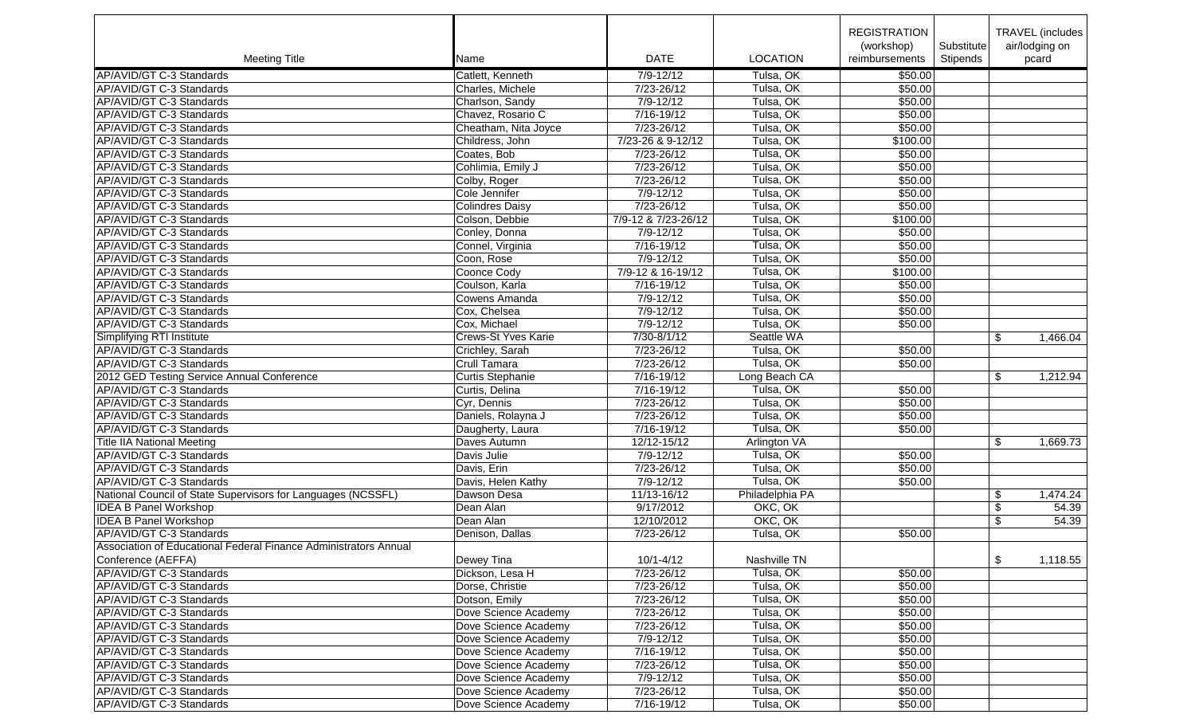| Meeting Title | Name | DATE | LOCATION | REGISTRATION (workshop) reimbursements | Substitute Stipends | TRAVEL (includes air/lodging on pcard |
|---|---|---|---|---|---|---|
| AP/AVID/GT C-3 Standards | Catlett, Kenneth | 7/9-12/12 | Tulsa, OK | $50.00 | | |
| AP/AVID/GT C-3 Standards | Charles, Michele | 7/23-26/12 | Tulsa, OK | $50.00 | | |
| AP/AVID/GT C-3 Standards | Charlson, Sandy | 7/9-12/12 | Tulsa, OK | $50.00 | | |
| AP/AVID/GT C-3 Standards | Chavez, Rosario C | 7/16-19/12 | Tulsa, OK | $50.00 | | |
| AP/AVID/GT C-3 Standards | Cheatham, Nita Joyce | 7/23-26/12 | Tulsa, OK | $50.00 | | |
| AP/AVID/GT C-3 Standards | Childress, John | 7/23-26 & 9-12/12 | Tulsa, OK | $100.00 | | |
| AP/AVID/GT C-3 Standards | Coates, Bob | 7/23-26/12 | Tulsa, OK | $50.00 | | |
| AP/AVID/GT C-3 Standards | Cohlimia, Emily J | 7/23-26/12 | Tulsa, OK | $50.00 | | |
| AP/AVID/GT C-3 Standards | Colby, Roger | 7/23-26/12 | Tulsa, OK | $50.00 | | |
| AP/AVID/GT C-3 Standards | Cole Jennifer | 7/9-12/12 | Tulsa, OK | $50.00 | | |
| AP/AVID/GT C-3 Standards | Colindres Daisy | 7/23-26/12 | Tulsa, OK | $50.00 | | |
| AP/AVID/GT C-3 Standards | Colson, Debbie | 7/9-12 & 7/23-26/12 | Tulsa, OK | $100.00 | | |
| AP/AVID/GT C-3 Standards | Conley, Donna | 7/9-12/12 | Tulsa, OK | $50.00 | | |
| AP/AVID/GT C-3 Standards | Connel, Virginia | 7/16-19/12 | Tulsa, OK | $50.00 | | |
| AP/AVID/GT C-3 Standards | Coon, Rose | 7/9-12/12 | Tulsa, OK | $50.00 | | |
| AP/AVID/GT C-3 Standards | Coonce Cody | 7/9-12 & 16-19/12 | Tulsa, OK | $100.00 | | |
| AP/AVID/GT C-3 Standards | Coulson, Karla | 7/16-19/12 | Tulsa, OK | $50.00 | | |
| AP/AVID/GT C-3 Standards | Cowens Amanda | 7/9-12/12 | Tulsa, OK | $50.00 | | |
| AP/AVID/GT C-3 Standards | Cox, Chelsea | 7/9-12/12 | Tulsa, OK | $50.00 | | |
| AP/AVID/GT C-3 Standards | Cox, Michael | 7/9-12/12 | Tulsa, OK | $50.00 | | |
| Simplifying RTI Institute | Crews-St Yves Karie | 7/30-8/1/12 | Seattle WA | | | $ 1,466.04 |
| AP/AVID/GT C-3 Standards | Crichley, Sarah | 7/23-26/12 | Tulsa, OK | $50.00 | | |
| AP/AVID/GT C-3 Standards | Crull Tamara | 7/23-26/12 | Tulsa, OK | $50.00 | | |
| 2012 GED Testing Service Annual Conference | Curtis Stephanie | 7/16-19/12 | Long Beach CA | | | $ 1,212.94 |
| AP/AVID/GT C-3 Standards | Curtis, Delina | 7/16-19/12 | Tulsa, OK | $50.00 | | |
| AP/AVID/GT C-3 Standards | Cyr, Dennis | 7/23-26/12 | Tulsa, OK | $50.00 | | |
| AP/AVID/GT C-3 Standards | Daniels, Rolayna J | 7/23-26/12 | Tulsa, OK | $50.00 | | |
| AP/AVID/GT C-3 Standards | Daugherty, Laura | 7/16-19/12 | Tulsa, OK | $50.00 | | |
| Title IIA National Meeting | Daves Autumn | 12/12-15/12 | Arlington VA | | | $ 1,669.73 |
| AP/AVID/GT C-3 Standards | Davis Julie | 7/9-12/12 | Tulsa, OK | $50.00 | | |
| AP/AVID/GT C-3 Standards | Davis, Erin | 7/23-26/12 | Tulsa, OK | $50.00 | | |
| AP/AVID/GT C-3 Standards | Davis, Helen Kathy | 7/9-12/12 | Tulsa, OK | $50.00 | | |
| National Council of State Supervisors for Languages (NCSSFL) | Dawson Desa | 11/13-16/12 | Philadelphia PA | | | $ 1,474.24 |
| IDEA B Panel Workshop | Dean Alan | 9/17/2012 | OKC, OK | | | $ 54.39 |
| IDEA B Panel Workshop | Dean Alan | 12/10/2012 | OKC, OK | | | $ 54.39 |
| AP/AVID/GT C-3 Standards | Denison, Dallas | 7/23-26/12 | Tulsa, OK | $50.00 | | |
| Association of Educational Federal Finance Administrators Annual Conference (AEFFA) | Dewey Tina | 10/1-4/12 | Nashville TN | | | $ 1,118.55 |
| AP/AVID/GT C-3 Standards | Dickson, Lesa H | 7/23-26/12 | Tulsa, OK | $50.00 | | |
| AP/AVID/GT C-3 Standards | Dorse, Christie | 7/23-26/12 | Tulsa, OK | $50.00 | | |
| AP/AVID/GT C-3 Standards | Dotson, Emily | 7/23-26/12 | Tulsa, OK | $50.00 | | |
| AP/AVID/GT C-3 Standards | Dove Science Academy | 7/23-26/12 | Tulsa, OK | $50.00 | | |
| AP/AVID/GT C-3 Standards | Dove Science Academy | 7/23-26/12 | Tulsa, OK | $50.00 | | |
| AP/AVID/GT C-3 Standards | Dove Science Academy | 7/9-12/12 | Tulsa, OK | $50.00 | | |
| AP/AVID/GT C-3 Standards | Dove Science Academy | 7/16-19/12 | Tulsa, OK | $50.00 | | |
| AP/AVID/GT C-3 Standards | Dove Science Academy | 7/23-26/12 | Tulsa, OK | $50.00 | | |
| AP/AVID/GT C-3 Standards | Dove Science Academy | 7/9-12/12 | Tulsa, OK | $50.00 | | |
| AP/AVID/GT C-3 Standards | Dove Science Academy | 7/23-26/12 | Tulsa, OK | $50.00 | | |
| AP/AVID/GT C-3 Standards | Dove Science Academy | 7/16-19/12 | Tulsa, OK | $50.00 | | |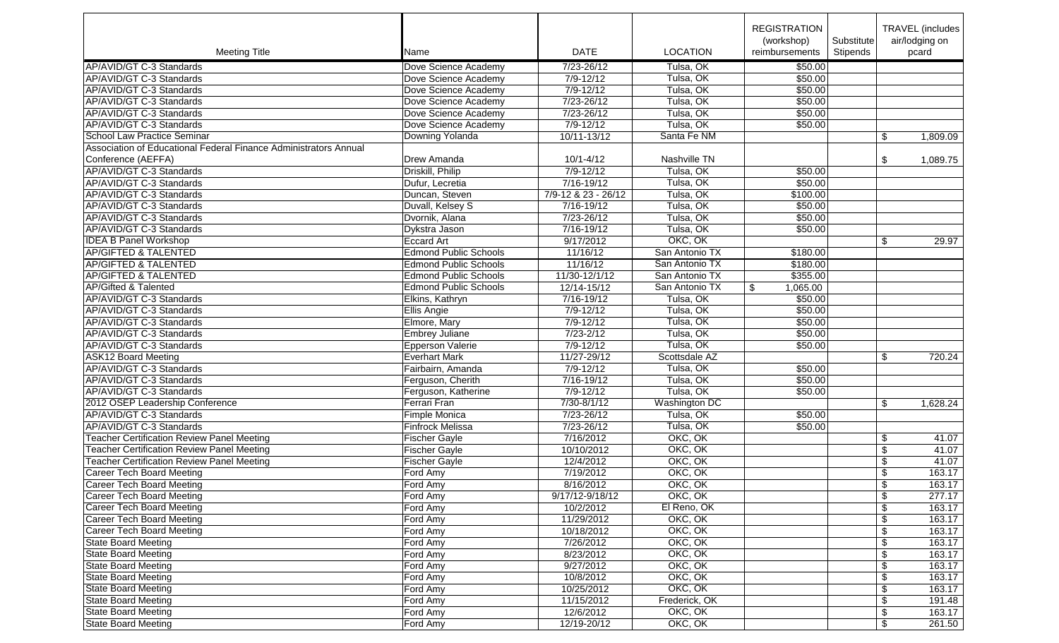| Meeting Title | Name | DATE | LOCATION | REGISTRATION (workshop) reimbursements | Substitute Stipends | TRAVEL (includes air/lodging on pcard |
|---|---|---|---|---|---|---|
| AP/AVID/GT C-3 Standards | Dove Science Academy | 7/23-26/12 | Tulsa, OK | $50.00 | | |
| AP/AVID/GT C-3 Standards | Dove Science Academy | 7/9-12/12 | Tulsa, OK | $50.00 | | |
| AP/AVID/GT C-3 Standards | Dove Science Academy | 7/9-12/12 | Tulsa, OK | $50.00 | | |
| AP/AVID/GT C-3 Standards | Dove Science Academy | 7/23-26/12 | Tulsa, OK | $50.00 | | |
| AP/AVID/GT C-3 Standards | Dove Science Academy | 7/23-26/12 | Tulsa, OK | $50.00 | | |
| AP/AVID/GT C-3 Standards | Dove Science Academy | 7/9-12/12 | Tulsa, OK | $50.00 | | |
| School Law Practice Seminar | Downing Yolanda | 10/11-13/12 | Santa Fe NM | | | $ 1,809.09 |
| Association of Educational Federal Finance Administrators Annual Conference (AEFFA) | Drew Amanda | 10/1-4/12 | Nashville TN | | | $ 1,089.75 |
| AP/AVID/GT C-3 Standards | Driskill, Philip | 7/9-12/12 | Tulsa, OK | $50.00 | | |
| AP/AVID/GT C-3 Standards | Dufur, Lecretia | 7/16-19/12 | Tulsa, OK | $50.00 | | |
| AP/AVID/GT C-3 Standards | Duncan, Steven | 7/9-12 & 23 - 26/12 | Tulsa, OK | $100.00 | | |
| AP/AVID/GT C-3 Standards | Duvall, Kelsey S | 7/16-19/12 | Tulsa, OK | $50.00 | | |
| AP/AVID/GT C-3 Standards | Dvornik, Alana | 7/23-26/12 | Tulsa, OK | $50.00 | | |
| AP/AVID/GT C-3 Standards | Dykstra Jason | 7/16-19/12 | Tulsa, OK | $50.00 | | |
| IDEA B Panel Workshop | Eccard Art | 9/17/2012 | OKC, OK | | | $ 29.97 |
| AP/GIFTED & TALENTED | Edmond Public Schools | 11/16/12 | San Antonio TX | $180.00 | | |
| AP/GIFTED & TALENTED | Edmond Public Schools | 11/16/12 | San Antonio TX | $180.00 | | |
| AP/GIFTED & TALENTED | Edmond Public Schools | 11/30-12/1/12 | San Antonio TX | $355.00 | | |
| AP/Gifted & Talented | Edmond Public Schools | 12/14-15/12 | San Antonio TX | $ 1,065.00 | | |
| AP/AVID/GT C-3 Standards | Elkins, Kathryn | 7/16-19/12 | Tulsa, OK | $50.00 | | |
| AP/AVID/GT C-3 Standards | Ellis Angie | 7/9-12/12 | Tulsa, OK | $50.00 | | |
| AP/AVID/GT C-3 Standards | Elmore, Mary | 7/9-12/12 | Tulsa, OK | $50.00 | | |
| AP/AVID/GT C-3 Standards | Embrey Juliane | 7/23-2/12 | Tulsa, OK | $50.00 | | |
| AP/AVID/GT C-3 Standards | Epperson Valerie | 7/9-12/12 | Tulsa, OK | $50.00 | | |
| ASK12 Board Meeting | Everhart Mark | 11/27-29/12 | Scottsdale AZ | | | $ 720.24 |
| AP/AVID/GT C-3 Standards | Fairbairn, Amanda | 7/9-12/12 | Tulsa, OK | $50.00 | | |
| AP/AVID/GT C-3 Standards | Ferguson, Cherith | 7/16-19/12 | Tulsa, OK | $50.00 | | |
| AP/AVID/GT C-3 Standards | Ferguson, Katherine | 7/9-12/12 | Tulsa, OK | $50.00 | | |
| 2012 OSEP Leadership Conference | Ferrari Fran | 7/30-8/1/12 | Washington DC | | | $ 1,628.24 |
| AP/AVID/GT C-3 Standards | Fimple Monica | 7/23-26/12 | Tulsa, OK | $50.00 | | |
| AP/AVID/GT C-3 Standards | Finfrock Melissa | 7/23-26/12 | Tulsa, OK | $50.00 | | |
| Teacher Certification Review Panel Meeting | Fischer Gayle | 7/16/2012 | OKC, OK | | | $ 41.07 |
| Teacher Certification Review Panel Meeting | Fischer Gayle | 10/10/2012 | OKC, OK | | | $ 41.07 |
| Teacher Certification Review Panel Meeting | Fischer Gayle | 12/4/2012 | OKC, OK | | | $ 41.07 |
| Career Tech Board Meeting | Ford Amy | 7/19/2012 | OKC, OK | | | $ 163.17 |
| Career Tech Board Meeting | Ford Amy | 8/16/2012 | OKC, OK | | | $ 163.17 |
| Career Tech Board Meeting | Ford Amy | 9/17/12-9/18/12 | OKC, OK | | | $ 277.17 |
| Career Tech Board Meeting | Ford Amy | 10/2/2012 | El Reno, OK | | | $ 163.17 |
| Career Tech Board Meeting | Ford Amy | 11/29/2012 | OKC, OK | | | $ 163.17 |
| Career Tech Board Meeting | Ford Amy | 10/18/2012 | OKC, OK | | | $ 163.17 |
| State Board Meeting | Ford Amy | 7/26/2012 | OKC, OK | | | $ 163.17 |
| State Board Meeting | Ford Amy | 8/23/2012 | OKC, OK | | | $ 163.17 |
| State Board Meeting | Ford Amy | 9/27/2012 | OKC, OK | | | $ 163.17 |
| State Board Meeting | Ford Amy | 10/8/2012 | OKC, OK | | | $ 163.17 |
| State Board Meeting | Ford Amy | 10/25/2012 | OKC, OK | | | $ 163.17 |
| State Board Meeting | Ford Amy | 11/15/2012 | Frederick, OK | | | $ 191.48 |
| State Board Meeting | Ford Amy | 12/6/2012 | OKC, OK | | | $ 163.17 |
| State Board Meeting | Ford Amy | 12/19-20/12 | OKC, OK | | | $ 261.50 |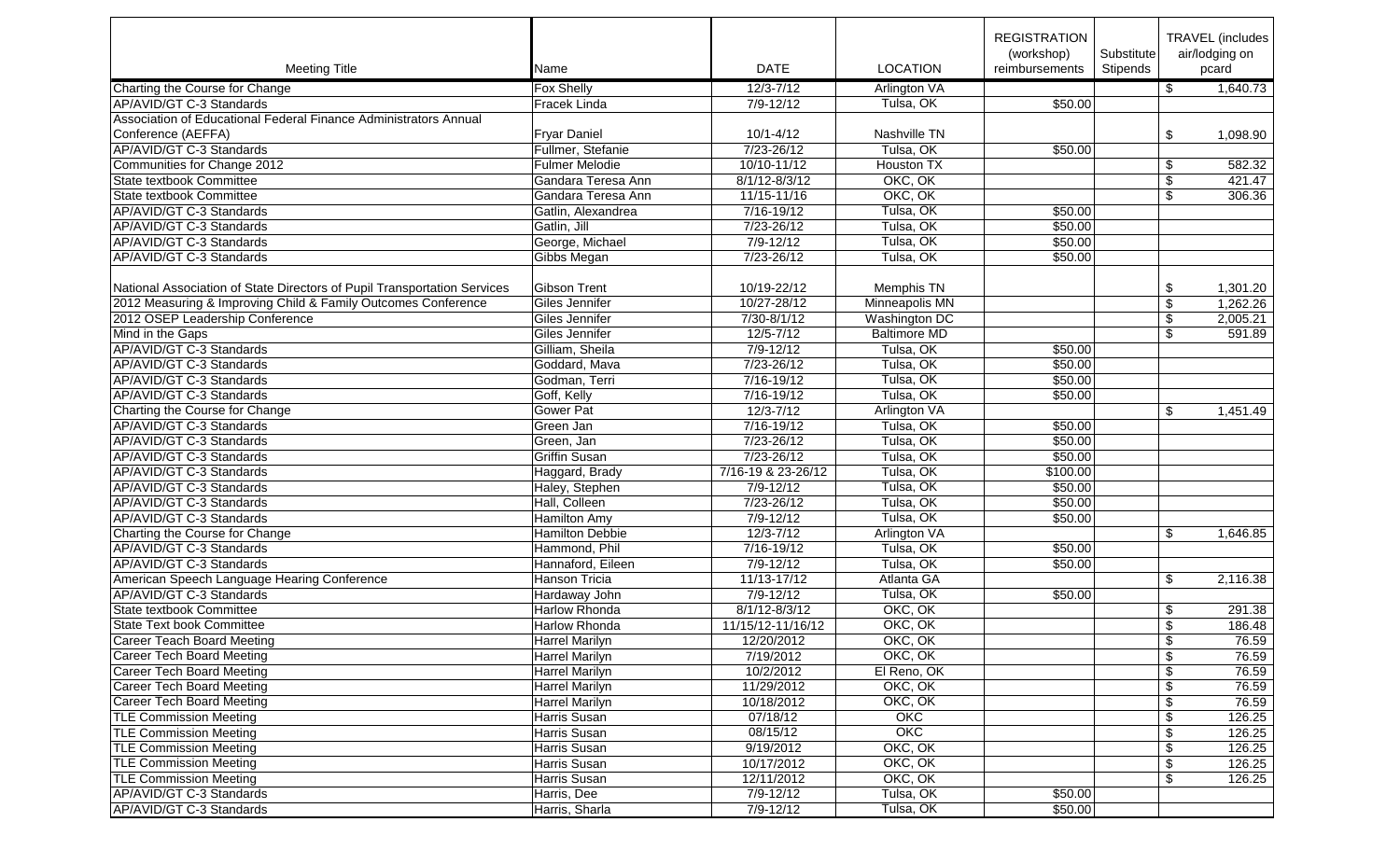| Meeting Title | Name | DATE | LOCATION | REGISTRATION (workshop) reimbursements | Substitute Stipends | TRAVEL (includes air/lodging on pcard |
|---|---|---|---|---|---|---|
| Charting the Course for Change | Fox Shelly | 12/3-7/12 | Arlington VA | | | $ 1,640.73 |
| AP/AVID/GT C-3 Standards | Fracek Linda | 7/9-12/12 | Tulsa, OK | $50.00 | | |
| Association of Educational Federal Finance Administrators Annual Conference (AEFFA) | Fryar Daniel | 10/1-4/12 | Nashville TN | | | $ 1,098.90 |
| AP/AVID/GT C-3 Standards | Fullmer, Stefanie | 7/23-26/12 | Tulsa, OK | $50.00 | | |
| Communities for Change 2012 | Fulmer Melodie | 10/10-11/12 | Houston TX | | | $ 582.32 |
| State textbook Committee | Gandara Teresa Ann | 8/1/12-8/3/12 | OKC, OK | | | $ 421.47 |
| State textbook Committee | Gandara Teresa Ann | 11/15-11/16 | OKC, OK | | | $ 306.36 |
| AP/AVID/GT C-3 Standards | Gatlin, Alexandrea | 7/16-19/12 | Tulsa, OK | $50.00 | | |
| AP/AVID/GT C-3 Standards | Gatlin, Jill | 7/23-26/12 | Tulsa, OK | $50.00 | | |
| AP/AVID/GT C-3 Standards | George, Michael | 7/9-12/12 | Tulsa, OK | $50.00 | | |
| AP/AVID/GT C-3 Standards | Gibbs Megan | 7/23-26/12 | Tulsa, OK | $50.00 | | |
| National Association of State Directors of Pupil Transportation Services | Gibson Trent | 10/19-22/12 | Memphis TN | | | $ 1,301.20 |
| 2012 Measuring & Improving Child & Family Outcomes Conference | Giles Jennifer | 10/27-28/12 | Minneapolis MN | | | $ 1,262.26 |
| 2012 OSEP Leadership Conference | Giles Jennifer | 7/30-8/1/12 | Washington DC | | | $ 2,005.21 |
| Mind in the Gaps | Giles Jennifer | 12/5-7/12 | Baltimore MD | | | $ 591.89 |
| AP/AVID/GT C-3 Standards | Gilliam, Sheila | 7/9-12/12 | Tulsa, OK | $50.00 | | |
| AP/AVID/GT C-3 Standards | Goddard, Mava | 7/23-26/12 | Tulsa, OK | $50.00 | | |
| AP/AVID/GT C-3 Standards | Godman, Terri | 7/16-19/12 | Tulsa, OK | $50.00 | | |
| AP/AVID/GT C-3 Standards | Goff, Kelly | 7/16-19/12 | Tulsa, OK | $50.00 | | |
| Charting the Course for Change | Gower Pat | 12/3-7/12 | Arlington VA | | | $ 1,451.49 |
| AP/AVID/GT C-3 Standards | Green Jan | 7/16-19/12 | Tulsa, OK | $50.00 | | |
| AP/AVID/GT C-3 Standards | Green, Jan | 7/23-26/12 | Tulsa, OK | $50.00 | | |
| AP/AVID/GT C-3 Standards | Griffin Susan | 7/23-26/12 | Tulsa, OK | $50.00 | | |
| AP/AVID/GT C-3 Standards | Haggard, Brady | 7/16-19 & 23-26/12 | Tulsa, OK | $100.00 | | |
| AP/AVID/GT C-3 Standards | Haley, Stephen | 7/9-12/12 | Tulsa, OK | $50.00 | | |
| AP/AVID/GT C-3 Standards | Hall, Colleen | 7/23-26/12 | Tulsa, OK | $50.00 | | |
| AP/AVID/GT C-3 Standards | Hamilton Amy | 7/9-12/12 | Tulsa, OK | $50.00 | | |
| Charting the Course for Change | Hamilton Debbie | 12/3-7/12 | Arlington VA | | | $ 1,646.85 |
| AP/AVID/GT C-3 Standards | Hammond, Phil | 7/16-19/12 | Tulsa, OK | $50.00 | | |
| AP/AVID/GT C-3 Standards | Hannaford, Eileen | 7/9-12/12 | Tulsa, OK | $50.00 | | |
| American Speech Language Hearing Conference | Hanson Tricia | 11/13-17/12 | Atlanta GA | | | $ 2,116.38 |
| AP/AVID/GT C-3 Standards | Hardaway John | 7/9-12/12 | Tulsa, OK | $50.00 | | |
| State textbook Committee | Harlow Rhonda | 8/1/12-8/3/12 | OKC, OK | | | $ 291.38 |
| State Text book Committee | Harlow Rhonda | 11/15/12-11/16/12 | OKC, OK | | | $ 186.48 |
| Career Teach Board Meeting | Harrel Marilyn | 12/20/2012 | OKC, OK | | | $ 76.59 |
| Career Tech Board Meeting | Harrel Marilyn | 7/19/2012 | OKC, OK | | | $ 76.59 |
| Career Tech Board Meeting | Harrel Marilyn | 10/2/2012 | El Reno, OK | | | $ 76.59 |
| Career Tech Board Meeting | Harrel Marilyn | 11/29/2012 | OKC, OK | | | $ 76.59 |
| Career Tech Board Meeting | Harrel Marilyn | 10/18/2012 | OKC, OK | | | $ 76.59 |
| TLE Commission Meeting | Harris Susan | 07/18/12 | OKC | | | $ 126.25 |
| TLE Commission Meeting | Harris Susan | 08/15/12 | OKC | | | $ 126.25 |
| TLE Commission Meeting | Harris Susan | 9/19/2012 | OKC, OK | | | $ 126.25 |
| TLE Commission Meeting | Harris Susan | 10/17/2012 | OKC, OK | | | $ 126.25 |
| TLE Commission Meeting | Harris Susan | 12/11/2012 | OKC, OK | | | $ 126.25 |
| AP/AVID/GT C-3 Standards | Harris, Dee | 7/9-12/12 | Tulsa, OK | $50.00 | | |
| AP/AVID/GT C-3 Standards | Harris, Sharla | 7/9-12/12 | Tulsa, OK | $50.00 | | |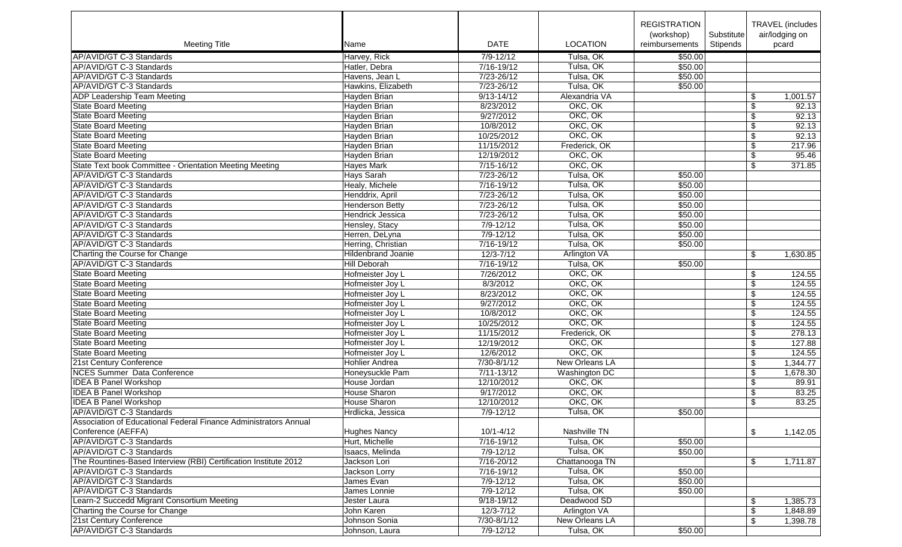| Meeting Title | Name | DATE | LOCATION | REGISTRATION (workshop) reimbursements | Substitute Stipends | TRAVEL (includes air/lodging on pcard |
|---|---|---|---|---|---|---|
| AP/AVID/GT C-3 Standards | Harvey, Rick | 7/9-12/12 | Tulsa, OK | $50.00 | | |
| AP/AVID/GT C-3 Standards | Hatler, Debra | 7/16-19/12 | Tulsa, OK | $50.00 | | |
| AP/AVID/GT C-3 Standards | Havens, Jean L | 7/23-26/12 | Tulsa, OK | $50.00 | | |
| AP/AVID/GT C-3 Standards | Hawkins, Elizabeth | 7/23-26/12 | Tulsa, OK | $50.00 | | |
| ADP Leadership Team Meeting | Hayden Brian | 9/13-14/12 | Alexandria VA | | | $ 1,001.57 |
| State Board Meeting | Hayden Brian | 8/23/2012 | OKC, OK | | | $ 92.13 |
| State Board Meeting | Hayden Brian | 9/27/2012 | OKC, OK | | | $ 92.13 |
| State Board Meeting | Hayden Brian | 10/8/2012 | OKC, OK | | | $ 92.13 |
| State Board Meeting | Hayden Brian | 10/25/2012 | OKC, OK | | | $ 92.13 |
| State Board Meeting | Hayden Brian | 11/15/2012 | Frederick, OK | | | $ 217.96 |
| State Board Meeting | Hayden Brian | 12/19/2012 | OKC, OK | | | $ 95.46 |
| State Text book Committee - Orientation Meeting Meeting | Hayes Mark | 7/15-16/12 | OKC, OK | | | $ 371.85 |
| AP/AVID/GT C-3 Standards | Hays Sarah | 7/23-26/12 | Tulsa, OK | $50.00 | | |
| AP/AVID/GT C-3 Standards | Healy, Michele | 7/16-19/12 | Tulsa, OK | $50.00 | | |
| AP/AVID/GT C-3 Standards | Henddrix, April | 7/23-26/12 | Tulsa, OK | $50.00 | | |
| AP/AVID/GT C-3 Standards | Henderson Betty | 7/23-26/12 | Tulsa, OK | $50.00 | | |
| AP/AVID/GT C-3 Standards | Hendrick Jessica | 7/23-26/12 | Tulsa, OK | $50.00 | | |
| AP/AVID/GT C-3 Standards | Hensley, Stacy | 7/9-12/12 | Tulsa, OK | $50.00 | | |
| AP/AVID/GT C-3 Standards | Herren, DeLyna | 7/9-12/12 | Tulsa, OK | $50.00 | | |
| AP/AVID/GT C-3 Standards | Herring, Christian | 7/16-19/12 | Tulsa, OK | $50.00 | | |
| Charting the Course for Change | Hildenbrand Joanie | 12/3-7/12 | Arlington VA | | | $ 1,630.85 |
| AP/AVID/GT C-3 Standards | Hill Deborah | 7/16-19/12 | Tulsa, OK | $50.00 | | |
| State Board Meeting | Hofmeister Joy L | 7/26/2012 | OKC, OK | | | $ 124.55 |
| State Board Meeting | Hofmeister Joy L | 8/3/2012 | OKC, OK | | | $ 124.55 |
| State Board Meeting | Hofmeister Joy L | 8/23/2012 | OKC, OK | | | $ 124.55 |
| State Board Meeting | Hofmeister Joy L | 9/27/2012 | OKC, OK | | | $ 124.55 |
| State Board Meeting | Hofmeister Joy L | 10/8/2012 | OKC, OK | | | $ 124.55 |
| State Board Meeting | Hofmeister Joy L | 10/25/2012 | OKC, OK | | | $ 124.55 |
| State Board Meeting | Hofmeister Joy L | 11/15/2012 | Frederick, OK | | | $ 278.13 |
| State Board Meeting | Hofmeister Joy L | 12/19/2012 | OKC, OK | | | $ 127.88 |
| State Board Meeting | Hofmeister Joy L | 12/6/2012 | OKC, OK | | | $ 124.55 |
| 21st Century Conference | Hohlier Andrea | 7/30-8/1/12 | New Orleans LA | | | $ 1,344.77 |
| NCES Summer Data Conference | Honeysuckle Pam | 7/11-13/12 | Washington DC | | | $ 1,678.30 |
| IDEA B Panel Workshop | House Jordan | 12/10/2012 | OKC, OK | | | $ 89.91 |
| IDEA B Panel Workshop | House Sharon | 9/17/2012 | OKC, OK | | | $ 83.25 |
| IDEA B Panel Workshop | House Sharon | 12/10/2012 | OKC, OK | | | $ 83.25 |
| AP/AVID/GT C-3 Standards | Hrdlicka, Jessica | 7/9-12/12 | Tulsa, OK | $50.00 | | |
| Association of Educational Federal Finance Administrators Annual Conference (AEFFA) | Hughes Nancy | 10/1-4/12 | Nashville TN | | | $ 1,142.05 |
| AP/AVID/GT C-3 Standards | Hurt, Michelle | 7/16-19/12 | Tulsa, OK | $50.00 | | |
| AP/AVID/GT C-3 Standards | Isaacs, Melinda | 7/9-12/12 | Tulsa, OK | $50.00 | | |
| The Rountines-Based Interview (RBI) Certification Institute 2012 | Jackson Lori | 7/16-20/12 | Chattanooga TN | | | $ 1,711.87 |
| AP/AVID/GT C-3 Standards | Jackson Lorry | 7/16-19/12 | Tulsa, OK | $50.00 | | |
| AP/AVID/GT C-3 Standards | James Evan | 7/9-12/12 | Tulsa, OK | $50.00 | | |
| AP/AVID/GT C-3 Standards | James Lonnie | 7/9-12/12 | Tulsa, OK | $50.00 | | |
| Learn-2 Succedd Migrant Consortium Meeting | Jester Laura | 9/18-19/12 | Deadwood SD | | | $ 1,385.73 |
| Charting the Course for Change | John Karen | 12/3-7/12 | Arlington VA | | | $ 1,848.89 |
| 21st Century Conference | Johnson Sonia | 7/30-8/1/12 | New Orleans LA | | | $ 1,398.78 |
| AP/AVID/GT C-3 Standards | Johnson, Laura | 7/9-12/12 | Tulsa, OK | $50.00 | | |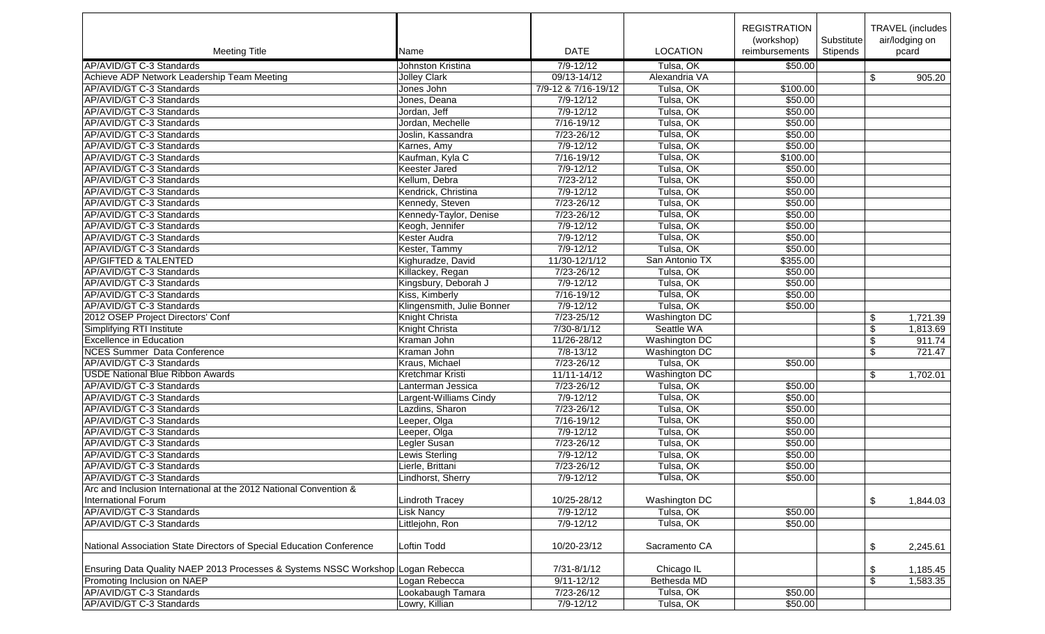| Meeting Title | Name | DATE | LOCATION | REGISTRATION (workshop) reimbursements | Substitute Stipends | TRAVEL (includes air/lodging on pcard |
|---|---|---|---|---|---|---|
| AP/AVID/GT C-3 Standards | Johnston Kristina | 7/9-12/12 | Tulsa, OK | $50.00 | | |
| Achieve ADP Network Leadership Team Meeting | Jolley Clark | 09/13-14/12 | Alexandria VA | | | $ 905.20 |
| AP/AVID/GT C-3 Standards | Jones John | 7/9-12 & 7/16-19/12 | Tulsa, OK | $100.00 | | |
| AP/AVID/GT C-3 Standards | Jones, Deana | 7/9-12/12 | Tulsa, OK | $50.00 | | |
| AP/AVID/GT C-3 Standards | Jordan, Jeff | 7/9-12/12 | Tulsa, OK | $50.00 | | |
| AP/AVID/GT C-3 Standards | Jordan, Mechelle | 7/16-19/12 | Tulsa, OK | $50.00 | | |
| AP/AVID/GT C-3 Standards | Joslin, Kassandra | 7/23-26/12 | Tulsa, OK | $50.00 | | |
| AP/AVID/GT C-3 Standards | Karnes, Amy | 7/9-12/12 | Tulsa, OK | $50.00 | | |
| AP/AVID/GT C-3 Standards | Kaufman, Kyla C | 7/16-19/12 | Tulsa, OK | $100.00 | | |
| AP/AVID/GT C-3 Standards | Keester Jared | 7/9-12/12 | Tulsa, OK | $50.00 | | |
| AP/AVID/GT C-3 Standards | Kellum, Debra | 7/23-2/12 | Tulsa, OK | $50.00 | | |
| AP/AVID/GT C-3 Standards | Kendrick, Christina | 7/9-12/12 | Tulsa, OK | $50.00 | | |
| AP/AVID/GT C-3 Standards | Kennedy, Steven | 7/23-26/12 | Tulsa, OK | $50.00 | | |
| AP/AVID/GT C-3 Standards | Kennedy-Taylor, Denise | 7/23-26/12 | Tulsa, OK | $50.00 | | |
| AP/AVID/GT C-3 Standards | Keogh, Jennifer | 7/9-12/12 | Tulsa, OK | $50.00 | | |
| AP/AVID/GT C-3 Standards | Kester Audra | 7/9-12/12 | Tulsa, OK | $50.00 | | |
| AP/AVID/GT C-3 Standards | Kester, Tammy | 7/9-12/12 | Tulsa, OK | $50.00 | | |
| AP/GIFTED & TALENTED | Kighuradze, David | 11/30-12/1/12 | San Antonio TX | $355.00 | | |
| AP/AVID/GT C-3 Standards | Killackey, Regan | 7/23-26/12 | Tulsa, OK | $50.00 | | |
| AP/AVID/GT C-3 Standards | Kingsbury, Deborah J | 7/9-12/12 | Tulsa, OK | $50.00 | | |
| AP/AVID/GT C-3 Standards | Kiss, Kimberly | 7/16-19/12 | Tulsa, OK | $50.00 | | |
| AP/AVID/GT C-3 Standards | Klingensmith, Julie Bonner | 7/9-12/12 | Tulsa, OK | $50.00 | | |
| 2012 OSEP Project Directors' Conf | Knight Christa | 7/23-25/12 | Washington DC | | | $ 1,721.39 |
| Simplifying RTI Institute | Knight Christa | 7/30-8/1/12 | Seattle WA | | | $ 1,813.69 |
| Excellence in Education | Kraman John | 11/26-28/12 | Washington DC | | | $ 911.74 |
| NCES Summer Data Conference | Kraman John | 7/8-13/12 | Washington DC | | | $ 721.47 |
| AP/AVID/GT C-3 Standards | Kraus, Michael | 7/23-26/12 | Tulsa, OK | $50.00 | | |
| USDE National Blue Ribbon Awards | Kretchmar Kristi | 11/11-14/12 | Washington DC | | | $ 1,702.01 |
| AP/AVID/GT C-3 Standards | Lanterman Jessica | 7/23-26/12 | Tulsa, OK | $50.00 | | |
| AP/AVID/GT C-3 Standards | Largent-Williams Cindy | 7/9-12/12 | Tulsa, OK | $50.00 | | |
| AP/AVID/GT C-3 Standards | Lazdins, Sharon | 7/23-26/12 | Tulsa, OK | $50.00 | | |
| AP/AVID/GT C-3 Standards | Leeper, Olga | 7/16-19/12 | Tulsa, OK | $50.00 | | |
| AP/AVID/GT C-3 Standards | Leeper, Olga | 7/9-12/12 | Tulsa, OK | $50.00 | | |
| AP/AVID/GT C-3 Standards | Legler Susan | 7/23-26/12 | Tulsa, OK | $50.00 | | |
| AP/AVID/GT C-3 Standards | Lewis Sterling | 7/9-12/12 | Tulsa, OK | $50.00 | | |
| AP/AVID/GT C-3 Standards | Lierle, Brittani | 7/23-26/12 | Tulsa, OK | $50.00 | | |
| AP/AVID/GT C-3 Standards | Lindhorst, Sherry | 7/9-12/12 | Tulsa, OK | $50.00 | | |
| Arc and Inclusion International at the 2012 National Convention & International Forum | Lindroth Tracey | 10/25-28/12 | Washington DC | | | $ 1,844.03 |
| AP/AVID/GT C-3 Standards | Lisk Nancy | 7/9-12/12 | Tulsa, OK | $50.00 | | |
| AP/AVID/GT C-3 Standards | Littlejohn, Ron | 7/9-12/12 | Tulsa, OK | $50.00 | | |
| National Association State Directors of Special Education Conference | Loftin Todd | 10/20-23/12 | Sacramento CA | | | $ 2,245.61 |
| Ensuring Data Quality NAEP 2013 Processes & Systems NSSC Workshop | Logan Rebecca | 7/31-8/1/12 | Chicago IL | | | $ 1,185.45 |
| Promoting Inclusion on NAEP | Logan Rebecca | 9/11-12/12 | Bethesda MD | | | $ 1,583.35 |
| AP/AVID/GT C-3 Standards | Lookabaugh Tamara | 7/23-26/12 | Tulsa, OK | $50.00 | | |
| AP/AVID/GT C-3 Standards | Lowry, Killian | 7/9-12/12 | Tulsa, OK | $50.00 | | |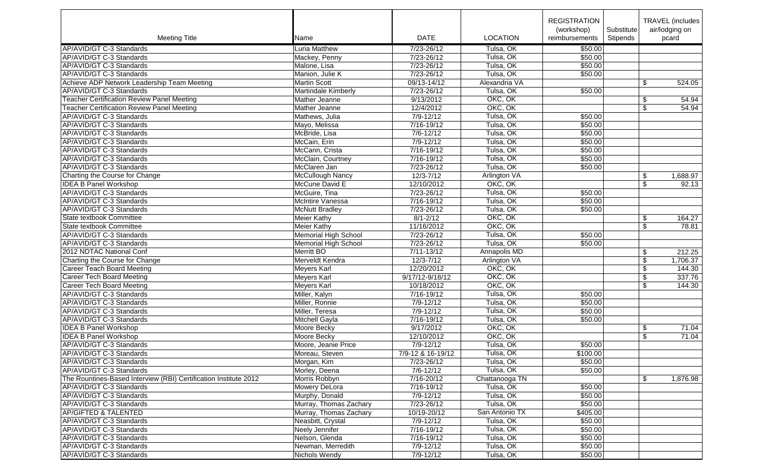| Meeting Title | Name | DATE | LOCATION | REGISTRATION (workshop) reimbursements | Substitute Stipends | TRAVEL (includes air/lodging on pcard |
|---|---|---|---|---|---|---|
| AP/AVID/GT C-3 Standards | Luria Matthew | 7/23-26/12 | Tulsa, OK | $50.00 | | |
| AP/AVID/GT C-3 Standards | Mackey, Penny | 7/23-26/12 | Tulsa, OK | $50.00 | | |
| AP/AVID/GT C-3 Standards | Malone, Lisa | 7/23-26/12 | Tulsa, OK | $50.00 | | |
| AP/AVID/GT C-3 Standards | Manion, Julie K | 7/23-26/12 | Tulsa, OK | $50.00 | | |
| Achieve ADP Network Leadership Team Meeting | Martin Scott | 09/13-14/12 | Alexandria VA | | | $ 524.05 |
| AP/AVID/GT C-3 Standards | Martindale Kimberly | 7/23-26/12 | Tulsa, OK | $50.00 | | |
| Teacher Certification Review Panel Meeting | Mather Jeanne | 9/13/2012 | OKC, OK | | | $ 54.94 |
| Teacher Certification Review Panel Meeting | Mather Jeanne | 12/4/2012 | OKC, OK | | | $ 54.94 |
| AP/AVID/GT C-3 Standards | Mathews, Julia | 7/9-12/12 | Tulsa, OK | $50.00 | | |
| AP/AVID/GT C-3 Standards | Mayo, Melissa | 7/16-19/12 | Tulsa, OK | $50.00 | | |
| AP/AVID/GT C-3 Standards | McBride, Lisa | 7/6-12/12 | Tulsa, OK | $50.00 | | |
| AP/AVID/GT C-3 Standards | McCain, Erin | 7/9-12/12 | Tulsa, OK | $50.00 | | |
| AP/AVID/GT C-3 Standards | McCann, Crista | 7/16-19/12 | Tulsa, OK | $50.00 | | |
| AP/AVID/GT C-3 Standards | McClain, Courtney | 7/16-19/12 | Tulsa, OK | $50.00 | | |
| AP/AVID/GT C-3 Standards | McClaren Jan | 7/23-26/12 | Tulsa, OK | $50.00 | | |
| Charting the Course for Change | McCullough Nancy | 12/3-7/12 | Arlington VA | | | $ 1,688.97 |
| IDEA B Panel Workshop | McCune David E | 12/10/2012 | OKC, OK | | | $ 92.13 |
| AP/AVID/GT C-3 Standards | McGuire, Tina | 7/23-26/12 | Tulsa, OK | $50.00 | | |
| AP/AVID/GT C-3 Standards | McIntire Vanessa | 7/16-19/12 | Tulsa, OK | $50.00 | | |
| AP/AVID/GT C-3 Standards | McNutt Bradley | 7/23-26/12 | Tulsa, OK | $50.00 | | |
| State textbook Committee | Meier Kathy | 8/1-2/12 | OKC, OK | | | $ 164.27 |
| State textbook Committee | Meier Kathy | 11/16/2012 | OKC, OK | | | $ 78.81 |
| AP/AVID/GT C-3 Standards | Memorial High School | 7/23-26/12 | Tulsa, OK | $50.00 | | |
| AP/AVID/GT C-3 Standards | Memorial High School | 7/23-26/12 | Tulsa, OK | $50.00 | | |
| 2012 NDTAC National Conf | Merritt BO | 7/11-13/12 | Annapolis MD | | | $ 212.25 |
| Charting the Course for Change | Merveldt Kendra | 12/3-7/12 | Arlington VA | | | $ 1,706.37 |
| Career Teach Board Meeting | Meyers Karl | 12/20/2012 | OKC, OK | | | $ 144.30 |
| Career Tech Board Meeting | Meyers Karl | 9/17/12-9/18/12 | OKC, OK | | | $ 337.76 |
| Career Tech Board Meeting | Meyers Karl | 10/18/2012 | OKC, OK | | | $ 144.30 |
| AP/AVID/GT C-3 Standards | Miller, Kalyn | 7/16-19/12 | Tulsa, OK | $50.00 | | |
| AP/AVID/GT C-3 Standards | Miller, Ronnie | 7/9-12/12 | Tulsa, OK | $50.00 | | |
| AP/AVID/GT C-3 Standards | Miller, Teresa | 7/9-12/12 | Tulsa, OK | $50.00 | | |
| AP/AVID/GT C-3 Standards | Mitchell Gayla | 7/16-19/12 | Tulsa, OK | $50.00 | | |
| IDEA B Panel Workshop | Moore Becky | 9/17/2012 | OKC, OK | | | $ 71.04 |
| IDEA B Panel Workshop | Moore Becky | 12/10/2012 | OKC, OK | | | $ 71.04 |
| AP/AVID/GT C-3 Standards | Moore, Jeanie Price | 7/9-12/12 | Tulsa, OK | $50.00 | | |
| AP/AVID/GT C-3 Standards | Moreau, Steven | 7/9-12 & 16-19/12 | Tulsa, OK | $100.00 | | |
| AP/AVID/GT C-3 Standards | Morgan, Kim | 7/23-26/12 | Tulsa, OK | $50.00 | | |
| AP/AVID/GT C-3 Standards | Morley, Deena | 7/6-12/12 | Tulsa, OK | $50.00 | | |
| The Rountines-Based Interview (RBI) Certification Institute 2012 | Morris Robbyn | 7/16-20/12 | Chattanooga TN | | | $ 1,876.98 |
| AP/AVID/GT C-3 Standards | Mowery DeLora | 7/16-19/12 | Tulsa, OK | $50.00 | | |
| AP/AVID/GT C-3 Standards | Murphy, Donald | 7/9-12/12 | Tulsa, OK | $50.00 | | |
| AP/AVID/GT C-3 Standards | Murray, Thomas Zachary | 7/23-26/12 | Tulsa, OK | $50.00 | | |
| AP/GIFTED & TALENTED | Murray, Thomas Zachary | 10/19-20/12 | San Antonio TX | $405.00 | | |
| AP/AVID/GT C-3 Standards | Neasbitt, Crystal | 7/9-12/12 | Tulsa, OK | $50.00 | | |
| AP/AVID/GT C-3 Standards | Neely Jennifer | 7/16-19/12 | Tulsa, OK | $50.00 | | |
| AP/AVID/GT C-3 Standards | Nelson, Glenda | 7/16-19/12 | Tulsa, OK | $50.00 | | |
| AP/AVID/GT C-3 Standards | Newman, Merredith | 7/9-12/12 | Tulsa, OK | $50.00 | | |
| AP/AVID/GT C-3 Standards | Nichols Wendy | 7/9-12/12 | Tulsa, OK | $50.00 | | |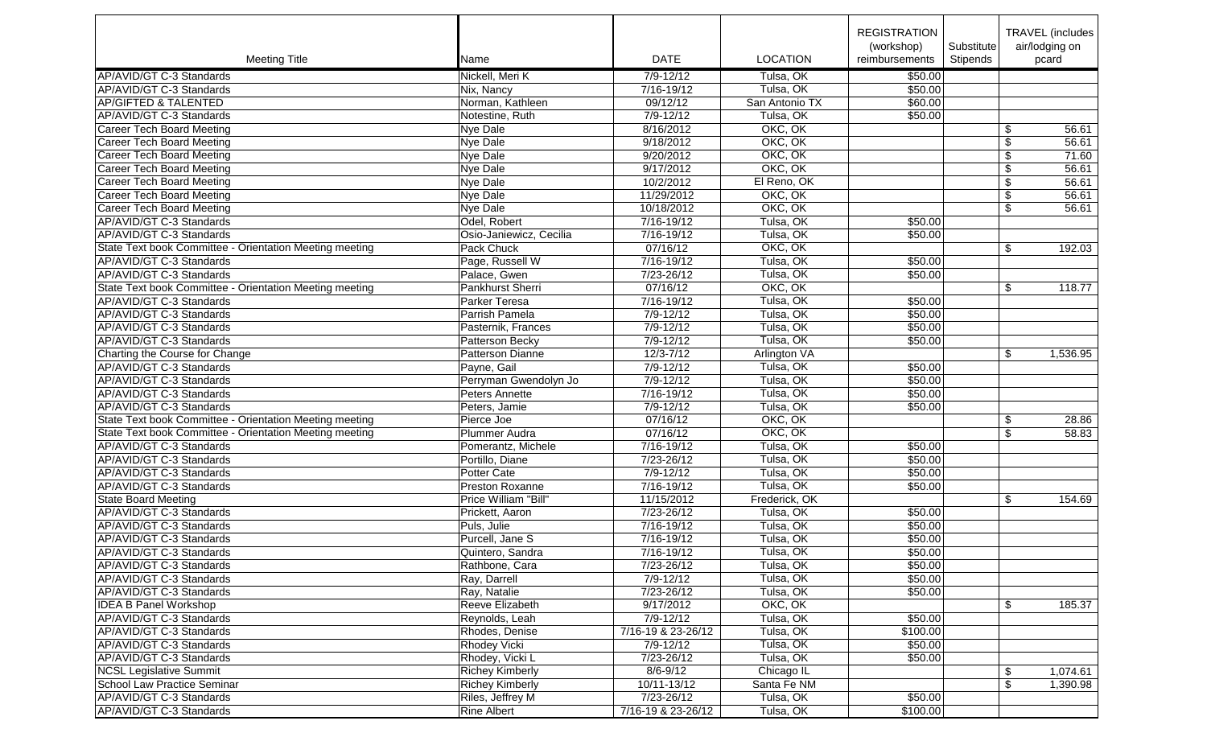| Meeting Title | Name | DATE | LOCATION | REGISTRATION (workshop) reimbursements | Substitute Stipends | TRAVEL (includes air/lodging on pcard |
|---|---|---|---|---|---|---|
| AP/AVID/GT C-3 Standards | Nickell, Meri K | 7/9-12/12 | Tulsa, OK | $50.00 | | |
| AP/AVID/GT C-3 Standards | Nix, Nancy | 7/16-19/12 | Tulsa, OK | $50.00 | | |
| AP/GIFTED & TALENTED | Norman, Kathleen | 09/12/12 | San Antonio TX | $60.00 | | |
| AP/AVID/GT C-3 Standards | Notestine, Ruth | 7/9-12/12 | Tulsa, OK | $50.00 | | |
| Career Tech Board Meeting | Nye Dale | 8/16/2012 | OKC, OK | | | $ 56.61 |
| Career Tech Board Meeting | Nye Dale | 9/18/2012 | OKC, OK | | | $ 56.61 |
| Career Tech Board Meeting | Nye Dale | 9/20/2012 | OKC, OK | | | $ 71.60 |
| Career Tech Board Meeting | Nye Dale | 9/17/2012 | OKC, OK | | | $ 56.61 |
| Career Tech Board Meeting | Nye Dale | 10/2/2012 | El Reno, OK | | | $ 56.61 |
| Career Tech Board Meeting | Nye Dale | 11/29/2012 | OKC, OK | | | $ 56.61 |
| Career Tech Board Meeting | Nye Dale | 10/18/2012 | OKC, OK | | | $ 56.61 |
| AP/AVID/GT C-3 Standards | Odel, Robert | 7/16-19/12 | Tulsa, OK | $50.00 | | |
| AP/AVID/GT C-3 Standards | Osio-Janiewicz, Cecilia | 7/16-19/12 | Tulsa, OK | $50.00 | | |
| State Text book Committee - Orientation Meeting meeting | Pack Chuck | 07/16/12 | OKC, OK | | | $ 192.03 |
| AP/AVID/GT C-3 Standards | Page, Russell W | 7/16-19/12 | Tulsa, OK | $50.00 | | |
| AP/AVID/GT C-3 Standards | Palace, Gwen | 7/23-26/12 | Tulsa, OK | $50.00 | | |
| State Text book Committee - Orientation Meeting meeting | Pankhurst Sherri | 07/16/12 | OKC, OK | | | $ 118.77 |
| AP/AVID/GT C-3 Standards | Parker Teresa | 7/16-19/12 | Tulsa, OK | $50.00 | | |
| AP/AVID/GT C-3 Standards | Parrish Pamela | 7/9-12/12 | Tulsa, OK | $50.00 | | |
| AP/AVID/GT C-3 Standards | Pasternik, Frances | 7/9-12/12 | Tulsa, OK | $50.00 | | |
| AP/AVID/GT C-3 Standards | Patterson Becky | 7/9-12/12 | Tulsa, OK | $50.00 | | |
| Charting the Course for Change | Patterson Dianne | 12/3-7/12 | Arlington VA | | | $ 1,536.95 |
| AP/AVID/GT C-3 Standards | Payne, Gail | 7/9-12/12 | Tulsa, OK | $50.00 | | |
| AP/AVID/GT C-3 Standards | Perryman Gwendolyn Jo | 7/9-12/12 | Tulsa, OK | $50.00 | | |
| AP/AVID/GT C-3 Standards | Peters Annette | 7/16-19/12 | Tulsa, OK | $50.00 | | |
| AP/AVID/GT C-3 Standards | Peters, Jamie | 7/9-12/12 | Tulsa, OK | $50.00 | | |
| State Text book Committee - Orientation Meeting meeting | Pierce Joe | 07/16/12 | OKC, OK | | | $ 28.86 |
| State Text book Committee - Orientation Meeting meeting | Plummer Audra | 07/16/12 | OKC, OK | | | $ 58.83 |
| AP/AVID/GT C-3 Standards | Pomerantz, Michele | 7/16-19/12 | Tulsa, OK | $50.00 | | |
| AP/AVID/GT C-3 Standards | Portillo, Diane | 7/23-26/12 | Tulsa, OK | $50.00 | | |
| AP/AVID/GT C-3 Standards | Potter Cate | 7/9-12/12 | Tulsa, OK | $50.00 | | |
| AP/AVID/GT C-3 Standards | Preston Roxanne | 7/16-19/12 | Tulsa, OK | $50.00 | | |
| State Board Meeting | Price William "Bill" | 11/15/2012 | Frederick, OK | | | $ 154.69 |
| AP/AVID/GT C-3 Standards | Prickett, Aaron | 7/23-26/12 | Tulsa, OK | $50.00 | | |
| AP/AVID/GT C-3 Standards | Puls, Julie | 7/16-19/12 | Tulsa, OK | $50.00 | | |
| AP/AVID/GT C-3 Standards | Purcell, Jane S | 7/16-19/12 | Tulsa, OK | $50.00 | | |
| AP/AVID/GT C-3 Standards | Quintero, Sandra | 7/16-19/12 | Tulsa, OK | $50.00 | | |
| AP/AVID/GT C-3 Standards | Rathbone, Cara | 7/23-26/12 | Tulsa, OK | $50.00 | | |
| AP/AVID/GT C-3 Standards | Ray, Darrell | 7/9-12/12 | Tulsa, OK | $50.00 | | |
| AP/AVID/GT C-3 Standards | Ray, Natalie | 7/23-26/12 | Tulsa, OK | $50.00 | | |
| IDEA B Panel Workshop | Reeve Elizabeth | 9/17/2012 | OKC, OK | | | $ 185.37 |
| AP/AVID/GT C-3 Standards | Reynolds, Leah | 7/9-12/12 | Tulsa, OK | $50.00 | | |
| AP/AVID/GT C-3 Standards | Rhodes, Denise | 7/16-19 & 23-26/12 | Tulsa, OK | $100.00 | | |
| AP/AVID/GT C-3 Standards | Rhodey Vicki | 7/9-12/12 | Tulsa, OK | $50.00 | | |
| AP/AVID/GT C-3 Standards | Rhodey, Vicki L | 7/23-26/12 | Tulsa, OK | $50.00 | | |
| NCSL Legislative Summit | Richey Kimberly | 8/6-9/12 | Chicago IL | | | $ 1,074.61 |
| School Law Practice Seminar | Richey Kimberly | 10/11-13/12 | Santa Fe NM | | | $ 1,390.98 |
| AP/AVID/GT C-3 Standards | Riles, Jeffrey M | 7/23-26/12 | Tulsa, OK | $50.00 | | |
| AP/AVID/GT C-3 Standards | Rine Albert | 7/16-19 & 23-26/12 | Tulsa, OK | $100.00 | | |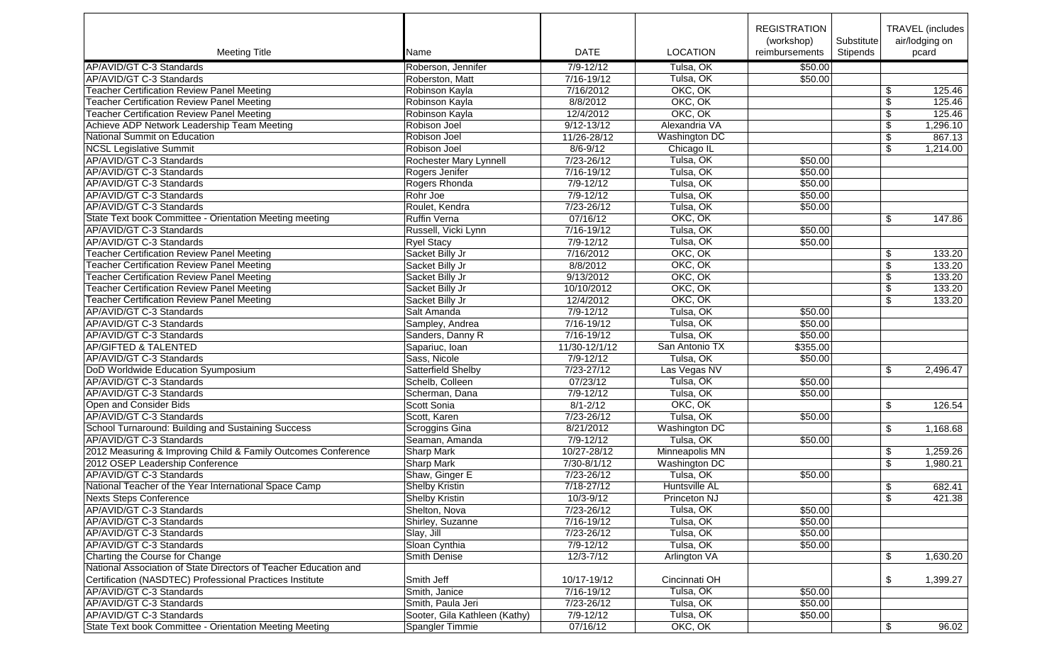| Meeting Title | Name | DATE | LOCATION | REGISTRATION (workshop) reimbursements | Substitute Stipends | TRAVEL (includes air/lodging on pcard |
|---|---|---|---|---|---|---|
| AP/AVID/GT C-3 Standards | Roberson, Jennifer | 7/9-12/12 | Tulsa, OK | $50.00 | | |
| AP/AVID/GT C-3 Standards | Roberston, Matt | 7/16-19/12 | Tulsa, OK | $50.00 | | |
| Teacher Certification Review Panel Meeting | Robinson Kayla | 7/16/2012 | OKC, OK | | | $ 125.46 |
| Teacher Certification Review Panel Meeting | Robinson Kayla | 8/8/2012 | OKC, OK | | | $ 125.46 |
| Teacher Certification Review Panel Meeting | Robinson Kayla | 12/4/2012 | OKC, OK | | | $ 125.46 |
| Achieve ADP Network Leadership Team Meeting | Robison Joel | 9/12-13/12 | Alexandria VA | | | $ 1,296.10 |
| National Summit on Education | Robison Joel | 11/26-28/12 | Washington DC | | | $ 867.13 |
| NCSL Legislative Summit | Robison Joel | 8/6-9/12 | Chicago IL | | | $ 1,214.00 |
| AP/AVID/GT C-3 Standards | Rochester Mary Lynnell | 7/23-26/12 | Tulsa, OK | $50.00 | | |
| AP/AVID/GT C-3 Standards | Rogers Jenifer | 7/16-19/12 | Tulsa, OK | $50.00 | | |
| AP/AVID/GT C-3 Standards | Rogers Rhonda | 7/9-12/12 | Tulsa, OK | $50.00 | | |
| AP/AVID/GT C-3 Standards | Rohr Joe | 7/9-12/12 | Tulsa, OK | $50.00 | | |
| AP/AVID/GT C-3 Standards | Roulet, Kendra | 7/23-26/12 | Tulsa, OK | $50.00 | | |
| State Text book Committee - Orientation Meeting meeting | Ruffin Verna | 07/16/12 | OKC, OK | | | $ 147.86 |
| AP/AVID/GT C-3 Standards | Russell, Vicki Lynn | 7/16-19/12 | Tulsa, OK | $50.00 | | |
| AP/AVID/GT C-3 Standards | Ryel Stacy | 7/9-12/12 | Tulsa, OK | $50.00 | | |
| Teacher Certification Review Panel Meeting | Sacket Billy Jr | 7/16/2012 | OKC, OK | | | $ 133.20 |
| Teacher Certification Review Panel Meeting | Sacket Billy Jr | 8/8/2012 | OKC, OK | | | $ 133.20 |
| Teacher Certification Review Panel Meeting | Sacket Billy Jr | 9/13/2012 | OKC, OK | | | $ 133.20 |
| Teacher Certification Review Panel Meeting | Sacket Billy Jr | 10/10/2012 | OKC, OK | | | $ 133.20 |
| Teacher Certification Review Panel Meeting | Sacket Billy Jr | 12/4/2012 | OKC, OK | | | $ 133.20 |
| AP/AVID/GT C-3 Standards | Salt Amanda | 7/9-12/12 | Tulsa, OK | $50.00 | | |
| AP/AVID/GT C-3 Standards | Sampley, Andrea | 7/16-19/12 | Tulsa, OK | $50.00 | | |
| AP/AVID/GT C-3 Standards | Sanders, Danny R | 7/16-19/12 | Tulsa, OK | $50.00 | | |
| AP/GIFTED & TALENTED | Sapariuc, Ioan | 11/30-12/1/12 | San Antonio TX | $355.00 | | |
| AP/AVID/GT C-3 Standards | Sass, Nicole | 7/9-12/12 | Tulsa, OK | $50.00 | | |
| DoD Worldwide Education Syumposium | Satterfield Shelby | 7/23-27/12 | Las Vegas NV | | | $ 2,496.47 |
| AP/AVID/GT C-3 Standards | Schelb, Colleen | 07/23/12 | Tulsa, OK | $50.00 | | |
| AP/AVID/GT C-3 Standards | Scherman, Dana | 7/9-12/12 | Tulsa, OK | $50.00 | | |
| Open and Consider Bids | Scott Sonia | 8/1-2/12 | OKC, OK | | | $ 126.54 |
| AP/AVID/GT C-3 Standards | Scott, Karen | 7/23-26/12 | Tulsa, OK | $50.00 | | |
| School Turnaround: Building and Sustaining Success | Scroggins Gina | 8/21/2012 | Washington DC | | | $ 1,168.68 |
| AP/AVID/GT C-3 Standards | Seaman, Amanda | 7/9-12/12 | Tulsa, OK | $50.00 | | |
| 2012 Measuring & Improving Child & Family Outcomes Conference | Sharp Mark | 10/27-28/12 | Minneapolis MN | | | $ 1,259.26 |
| 2012 OSEP Leadership Conference | Sharp Mark | 7/30-8/1/12 | Washington DC | | | $ 1,980.21 |
| AP/AVID/GT C-3 Standards | Shaw, Ginger E | 7/23-26/12 | Tulsa, OK | $50.00 | | |
| National Teacher of the Year International Space Camp | Shelby Kristin | 7/18-27/12 | Huntsville AL | | | $ 682.41 |
| Nexts Steps Conference | Shelby Kristin | 10/3-9/12 | Princeton NJ | | | $ 421.38 |
| AP/AVID/GT C-3 Standards | Shelton, Nova | 7/23-26/12 | Tulsa, OK | $50.00 | | |
| AP/AVID/GT C-3 Standards | Shirley, Suzanne | 7/16-19/12 | Tulsa, OK | $50.00 | | |
| AP/AVID/GT C-3 Standards | Slay, Jill | 7/23-26/12 | Tulsa, OK | $50.00 | | |
| AP/AVID/GT C-3 Standards | Sloan Cynthia | 7/9-12/12 | Tulsa, OK | $50.00 | | |
| Charting the Course for Change | Smith Denise | 12/3-7/12 | Arlington VA | | | $ 1,630.20 |
| National Association of State Directors of Teacher Education and Certification (NASDTEC) Professional Practices Institute | Smith Jeff | 10/17-19/12 | Cincinnati OH | | | $ 1,399.27 |
| AP/AVID/GT C-3 Standards | Smith, Janice | 7/16-19/12 | Tulsa, OK | $50.00 | | |
| AP/AVID/GT C-3 Standards | Smith, Paula Jeri | 7/23-26/12 | Tulsa, OK | $50.00 | | |
| AP/AVID/GT C-3 Standards | Sooter, Gila Kathleen (Kathy) | 7/9-12/12 | Tulsa, OK | $50.00 | | |
| State Text book Committee - Orientation Meeting Meeting | Spangler Timmie | 07/16/12 | OKC, OK | | | $ 96.02 |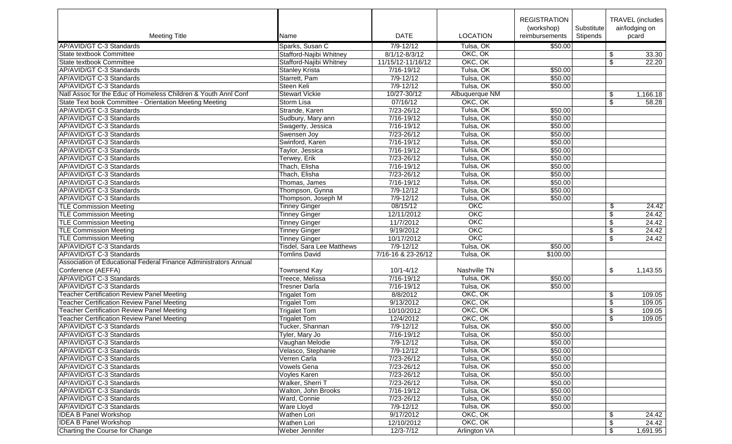| Meeting Title | Name | DATE | LOCATION | REGISTRATION (workshop) reimbursements | Substitute Stipends | TRAVEL (includes air/lodging on pcard |
|---|---|---|---|---|---|---|
| AP/AVID/GT C-3 Standards | Sparks, Susan C | 7/9-12/12 | Tulsa, OK | $50.00 | | |
| State textbook Committee | Stafford-Najibi Whitney | 8/1/12-8/3/12 | OKC, OK | | | $ 33.30 |
| State textbook Committee | Stafford-Najibi Whitney | 11/15/12-11/16/12 | OKC, OK | | | $ 22.20 |
| AP/AVID/GT C-3 Standards | Stanley Krista | 7/16-19/12 | Tulsa, OK | $50.00 | | |
| AP/AVID/GT C-3 Standards | Starrett, Pam | 7/9-12/12 | Tulsa, OK | $50.00 | | |
| AP/AVID/GT C-3 Standards | Steen Keli | 7/9-12/12 | Tulsa, OK | $50.00 | | |
| Natl Assoc for the Educ of Homeless Children & Youth Annl Conf | Stewart Vickie | 10/27-30/12 | Albuquerque NM | | | $ 1,166.18 |
| State Text book Committee - Orientation Meeting Meeting | Storm Lisa | 07/16/12 | OKC, OK | | | $ 58.28 |
| AP/AVID/GT C-3 Standards | Strande, Karen | 7/23-26/12 | Tulsa, OK | $50.00 | | |
| AP/AVID/GT C-3 Standards | Sudbury, Mary ann | 7/16-19/12 | Tulsa, OK | $50.00 | | |
| AP/AVID/GT C-3 Standards | Swagerty, Jessica | 7/16-19/12 | Tulsa, OK | $50.00 | | |
| AP/AVID/GT C-3 Standards | Swensen Joy | 7/23-26/12 | Tulsa, OK | $50.00 | | |
| AP/AVID/GT C-3 Standards | Swinford, Karen | 7/16-19/12 | Tulsa, OK | $50.00 | | |
| AP/AVID/GT C-3 Standards | Taylor, Jessica | 7/16-19/12 | Tulsa, OK | $50.00 | | |
| AP/AVID/GT C-3 Standards | Terwey, Erik | 7/23-26/12 | Tulsa, OK | $50.00 | | |
| AP/AVID/GT C-3 Standards | Thach, Elisha | 7/16-19/12 | Tulsa, OK | $50.00 | | |
| AP/AVID/GT C-3 Standards | Thach, Elisha | 7/23-26/12 | Tulsa, OK | $50.00 | | |
| AP/AVID/GT C-3 Standards | Thomas, James | 7/16-19/12 | Tulsa, OK | $50.00 | | |
| AP/AVID/GT C-3 Standards | Thompson, Gynna | 7/9-12/12 | Tulsa, OK | $50.00 | | |
| AP/AVID/GT C-3 Standards | Thompson, Joseph M | 7/9-12/12 | Tulsa, OK | $50.00 | | |
| TLE Commission Meeting | Tinney Ginger | 08/15/12 | OKC | | | $ 24.42 |
| TLE Commission Meeting | Tinney Ginger | 12/11/2012 | OKC | | | $ 24.42 |
| TLE Commission Meeting | Tinney Ginger | 11/7/2012 | OKC | | | $ 24.42 |
| TLE Commission Meeting | Tinney Ginger | 9/19/2012 | OKC | | | $ 24.42 |
| TLE Commission Meeting | Tinney Ginger | 10/17/2012 | OKC | | | $ 24.42 |
| AP/AVID/GT C-3 Standards | Tisdel, Sara Lee Matthews | 7/9-12/12 | Tulsa, OK | $50.00 | | |
| AP/AVID/GT C-3 Standards | Tomlins David | 7/16-16 & 23-26/12 | Tulsa, OK | $100.00 | | |
| Association of Educational Federal Finance Administrators Annual Conference (AEFFA) | Townsend Kay | 10/1-4/12 | Nashville TN | | | $ 1,143.55 |
| AP/AVID/GT C-3 Standards | Treece, Melissa | 7/16-19/12 | Tulsa, OK | $50.00 | | |
| AP/AVID/GT C-3 Standards | Tresner Darla | 7/16-19/12 | Tulsa, OK | $50.00 | | |
| Teacher Certification Review Panel Meeting | Trigalet Tom | 8/8/2012 | OKC, OK | | | $ 109.05 |
| Teacher Certification Review Panel Meeting | Trigalet Tom | 9/13/2012 | OKC, OK | | | $ 109.05 |
| Teacher Certification Review Panel Meeting | Trigalet Tom | 10/10/2012 | OKC, OK | | | $ 109.05 |
| Teacher Certification Review Panel Meeting | Trigalet Tom | 12/4/2012 | OKC, OK | | | $ 109.05 |
| AP/AVID/GT C-3 Standards | Tucker, Shannan | 7/9-12/12 | Tulsa, OK | $50.00 | | |
| AP/AVID/GT C-3 Standards | Tyler, Mary Jo | 7/16-19/12 | Tulsa, OK | $50.00 | | |
| AP/AVID/GT C-3 Standards | Vaughan Melodie | 7/9-12/12 | Tulsa, OK | $50.00 | | |
| AP/AVID/GT C-3 Standards | Velasco, Stephanie | 7/9-12/12 | Tulsa, OK | $50.00 | | |
| AP/AVID/GT C-3 Standards | Verren Carla | 7/23-26/12 | Tulsa, OK | $50.00 | | |
| AP/AVID/GT C-3 Standards | Vowels Gena | 7/23-26/12 | Tulsa, OK | $50.00 | | |
| AP/AVID/GT C-3 Standards | Voyles Karen | 7/23-26/12 | Tulsa, OK | $50.00 | | |
| AP/AVID/GT C-3 Standards | Walker, Sherri T | 7/23-26/12 | Tulsa, OK | $50.00 | | |
| AP/AVID/GT C-3 Standards | Walton, John Brooks | 7/16-19/12 | Tulsa, OK | $50.00 | | |
| AP/AVID/GT C-3 Standards | Ward, Connie | 7/23-26/12 | Tulsa, OK | $50.00 | | |
| AP/AVID/GT C-3 Standards | Ware Lloyd | 7/9-12/12 | Tulsa, OK | $50.00 | | |
| IDEA B Panel Workshop | Wathen Lori | 9/17/2012 | OKC, OK | | | $ 24.42 |
| IDEA B Panel Workshop | Wathen Lori | 12/10/2012 | OKC, OK | | | $ 24.42 |
| Charting the Course for Change | Weber Jennifer | 12/3-7/12 | Arlington VA | | | $ 1,691.95 |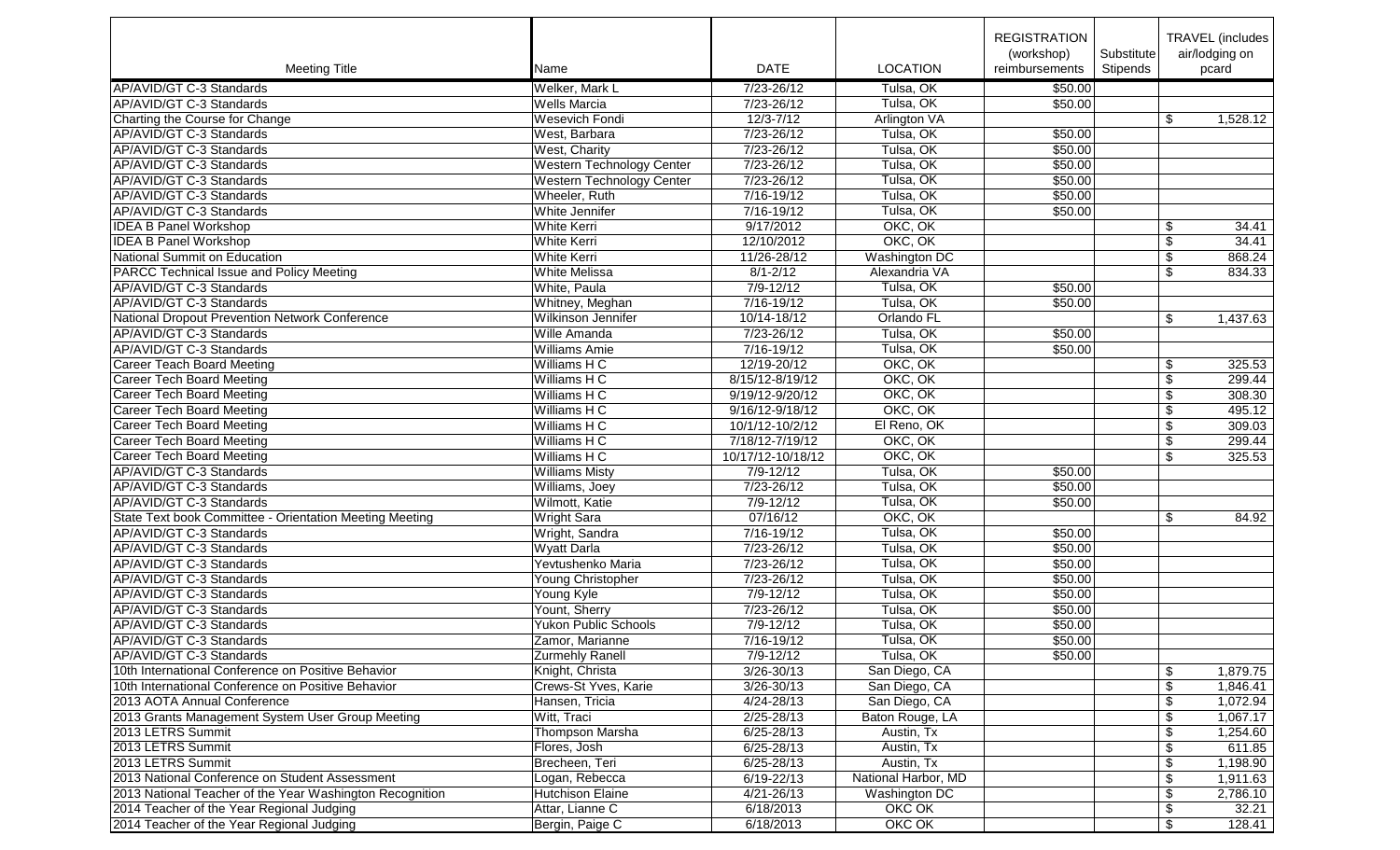| Meeting Title | Name | DATE | LOCATION | REGISTRATION (workshop) reimbursements | Substitute Stipends | TRAVEL (includes air/lodging on pcard |
|---|---|---|---|---|---|---|
| AP/AVID/GT C-3 Standards | Welker, Mark L | 7/23-26/12 | Tulsa, OK | $50.00 | | |
| AP/AVID/GT C-3 Standards | Wells Marcia | 7/23-26/12 | Tulsa, OK | $50.00 | | |
| Charting the Course for Change | Wesevich Fondi | 12/3-7/12 | Arlington VA | | | $ 1,528.12 |
| AP/AVID/GT C-3 Standards | West, Barbara | 7/23-26/12 | Tulsa, OK | $50.00 | | |
| AP/AVID/GT C-3 Standards | West, Charity | 7/23-26/12 | Tulsa, OK | $50.00 | | |
| AP/AVID/GT C-3 Standards | Western Technology Center | 7/23-26/12 | Tulsa, OK | $50.00 | | |
| AP/AVID/GT C-3 Standards | Western Technology Center | 7/23-26/12 | Tulsa, OK | $50.00 | | |
| AP/AVID/GT C-3 Standards | Wheeler, Ruth | 7/16-19/12 | Tulsa, OK | $50.00 | | |
| AP/AVID/GT C-3 Standards | White Jennifer | 7/16-19/12 | Tulsa, OK | $50.00 | | |
| IDEA B Panel Workshop | White Kerri | 9/17/2012 | OKC, OK | | | $ 34.41 |
| IDEA B Panel Workshop | White Kerri | 12/10/2012 | OKC, OK | | | $ 34.41 |
| National Summit on Education | White Kerri | 11/26-28/12 | Washington DC | | | $ 868.24 |
| PARCC Technical Issue and Policy Meeting | White Melissa | 8/1-2/12 | Alexandria VA | | | $ 834.33 |
| AP/AVID/GT C-3 Standards | White, Paula | 7/9-12/12 | Tulsa, OK | $50.00 | | |
| AP/AVID/GT C-3 Standards | Whitney, Meghan | 7/16-19/12 | Tulsa, OK | $50.00 | | |
| National Dropout Prevention Network Conference | Wilkinson Jennifer | 10/14-18/12 | Orlando FL | | | $ 1,437.63 |
| AP/AVID/GT C-3 Standards | Wille Amanda | 7/23-26/12 | Tulsa, OK | $50.00 | | |
| AP/AVID/GT C-3 Standards | Williams Amie | 7/16-19/12 | Tulsa, OK | $50.00 | | |
| Career Teach Board Meeting | Williams H C | 12/19-20/12 | OKC, OK | | | $ 325.53 |
| Career Tech Board Meeting | Williams H C | 8/15/12-8/19/12 | OKC, OK | | | $ 299.44 |
| Career Tech Board Meeting | Williams H C | 9/19/12-9/20/12 | OKC, OK | | | $ 308.30 |
| Career Tech Board Meeting | Williams H C | 9/16/12-9/18/12 | OKC, OK | | | $ 495.12 |
| Career Tech Board Meeting | Williams H C | 10/1/12-10/2/12 | El Reno, OK | | | $ 309.03 |
| Career Tech Board Meeting | Williams H C | 7/18/12-7/19/12 | OKC, OK | | | $ 299.44 |
| Career Tech Board Meeting | Williams H C | 10/17/12-10/18/12 | OKC, OK | | | $ 325.53 |
| AP/AVID/GT C-3 Standards | Williams Misty | 7/9-12/12 | Tulsa, OK | $50.00 | | |
| AP/AVID/GT C-3 Standards | Williams, Joey | 7/23-26/12 | Tulsa, OK | $50.00 | | |
| AP/AVID/GT C-3 Standards | Wilmott, Katie | 7/9-12/12 | Tulsa, OK | $50.00 | | |
| State Text book Committee - Orientation Meeting Meeting | Wright Sara | 07/16/12 | OKC, OK | | | $ 84.92 |
| AP/AVID/GT C-3 Standards | Wright, Sandra | 7/16-19/12 | Tulsa, OK | $50.00 | | |
| AP/AVID/GT C-3 Standards | Wyatt Darla | 7/23-26/12 | Tulsa, OK | $50.00 | | |
| AP/AVID/GT C-3 Standards | Yevtushenko Maria | 7/23-26/12 | Tulsa, OK | $50.00 | | |
| AP/AVID/GT C-3 Standards | Young Christopher | 7/23-26/12 | Tulsa, OK | $50.00 | | |
| AP/AVID/GT C-3 Standards | Young Kyle | 7/9-12/12 | Tulsa, OK | $50.00 | | |
| AP/AVID/GT C-3 Standards | Yount, Sherry | 7/23-26/12 | Tulsa, OK | $50.00 | | |
| AP/AVID/GT C-3 Standards | Yukon Public Schools | 7/9-12/12 | Tulsa, OK | $50.00 | | |
| AP/AVID/GT C-3 Standards | Zamor, Marianne | 7/16-19/12 | Tulsa, OK | $50.00 | | |
| AP/AVID/GT C-3 Standards | Zurmehly Ranell | 7/9-12/12 | Tulsa, OK | $50.00 | | |
| 10th International Conference on Positive Behavior | Knight, Christa | 3/26-30/13 | San Diego, CA | | | $ 1,879.75 |
| 10th International Conference on Positive Behavior | Crews-St Yves, Karie | 3/26-30/13 | San Diego, CA | | | $ 1,846.41 |
| 2013 AOTA Annual Conference | Hansen, Tricia | 4/24-28/13 | San Diego, CA | | | $ 1,072.94 |
| 2013 Grants Management System User Group Meeting | Witt, Traci | 2/25-28/13 | Baton Rouge, LA | | | $ 1,067.17 |
| 2013 LETRS Summit | Thompson Marsha | 6/25-28/13 | Austin, Tx | | | $ 1,254.60 |
| 2013 LETRS Summit | Flores, Josh | 6/25-28/13 | Austin, Tx | | | $ 611.85 |
| 2013 LETRS Summit | Brecheen, Teri | 6/25-28/13 | Austin, Tx | | | $ 1,198.90 |
| 2013 National Conference on Student Assessment | Logan, Rebecca | 6/19-22/13 | National Harbor, MD | | | $ 1,911.63 |
| 2013 National Teacher of the Year Washington Recognition | Hutchison Elaine | 4/21-26/13 | Washington DC | | | $ 2,786.10 |
| 2014 Teacher of the Year Regional Judging | Attar, Lianne C | 6/18/2013 | OKC OK | | | $ 32.21 |
| 2014 Teacher of the Year Regional Judging | Bergin, Paige C | 6/18/2013 | OKC OK | | | $ 128.41 |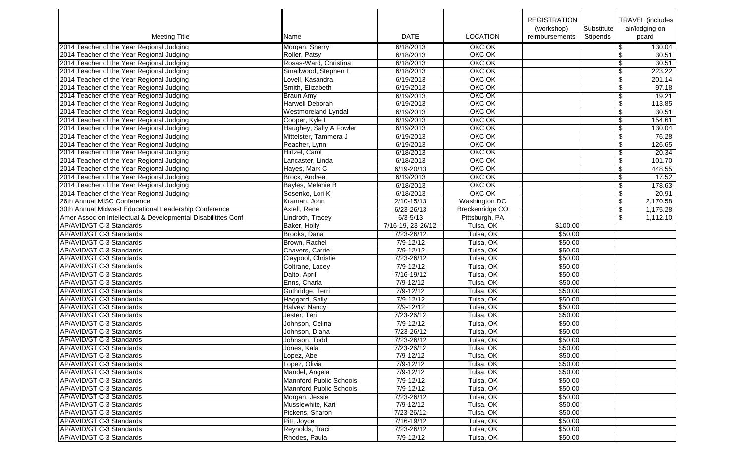| Meeting Title | Name | DATE | LOCATION | REGISTRATION (workshop) reimbursements | Substitute Stipends | TRAVEL (includes air/lodging on pcard |
|---|---|---|---|---|---|---|
| 2014 Teacher of the Year Regional Judging | Morgan, Sherry | 6/18/2013 | OKC OK | | | $ 130.04 |
| 2014 Teacher of the Year Regional Judging | Roller, Patsy | 6/18/2013 | OKC OK | | | $ 30.51 |
| 2014 Teacher of the Year Regional Judging | Rosas-Ward, Christina | 6/18/2013 | OKC OK | | | $ 30.51 |
| 2014 Teacher of the Year Regional Judging | Smallwood, Stephen L | 6/18/2013 | OKC OK | | | $ 223.22 |
| 2014 Teacher of the Year Regional Judging | Lovell, Kasandra | 6/19/2013 | OKC OK | | | $ 201.14 |
| 2014 Teacher of the Year Regional Judging | Smith, Elizabeth | 6/19/2013 | OKC OK | | | $ 97.18 |
| 2014 Teacher of the Year Regional Judging | Braun Amy | 6/19/2013 | OKC OK | | | $ 19.21 |
| 2014 Teacher of the Year Regional Judging | Harwell Deborah | 6/19/2013 | OKC OK | | | $ 113.85 |
| 2014 Teacher of the Year Regional Judging | Westmoreland Lyndal | 6/19/2013 | OKC OK | | | $ 30.51 |
| 2014 Teacher of the Year Regional Judging | Cooper, Kyle L | 6/19/2013 | OKC OK | | | $ 154.61 |
| 2014 Teacher of the Year Regional Judging | Haughey, Sally A Fowler | 6/19/2013 | OKC OK | | | $ 130.04 |
| 2014 Teacher of the Year Regional Judging | Mittelster, Tammera J | 6/19/2013 | OKC OK | | | $ 76.28 |
| 2014 Teacher of the Year Regional Judging | Peacher, Lynn | 6/19/2013 | OKC OK | | | $ 126.65 |
| 2014 Teacher of the Year Regional Judging | Hirtzel, Carol | 6/18/2013 | OKC OK | | | $ 20.34 |
| 2014 Teacher of the Year Regional Judging | Lancaster, Linda | 6/18/2013 | OKC OK | | | $ 101.70 |
| 2014 Teacher of the Year Regional Judging | Hayes, Mark C | 6/19-20/13 | OKC OK | | | $ 448.55 |
| 2014 Teacher of the Year Regional Judging | Brock, Andrea | 6/19/2013 | OKC OK | | | $ 17.52 |
| 2014 Teacher of the Year Regional Judging | Bayles, Melanie B | 6/18/2013 | OKC OK | | | $ 178.63 |
| 2014 Teacher of the Year Regional Judging | Sosenko, Lori K | 6/18/2013 | OKC OK | | | $ 20.91 |
| 26th Annual MISC Conference | Kraman, John | 2/10-15/13 | Washington DC | | | $ 2,170.58 |
| 30th Annual Midwest Educational Leadership Conference | Axtell, Rene | 6/23-26/13 | Breckenridge CO | | | $ 1,175.28 |
| Amer Assoc on Intellectual & Developmental Disabilitites Conf | Lindroth, Tracey | 6/3-5/13 | Pittsburgh, PA | | | $ 1,112.10 |
| AP/AVID/GT C-3 Standards | Baker, Holly | 7/16-19, 23-26/12 | Tulsa, OK | $100.00 | | |
| AP/AVID/GT C-3 Standards | Brooks, Dana | 7/23-26/12 | Tulsa, OK | $50.00 | | |
| AP/AVID/GT C-3 Standards | Brown, Rachel | 7/9-12/12 | Tulsa, OK | $50.00 | | |
| AP/AVID/GT C-3 Standards | Chavers, Carrie | 7/9-12/12 | Tulsa, OK | $50.00 | | |
| AP/AVID/GT C-3 Standards | Claypool, Christie | 7/23-26/12 | Tulsa, OK | $50.00 | | |
| AP/AVID/GT C-3 Standards | Coltrane, Lacey | 7/9-12/12 | Tulsa, OK | $50.00 | | |
| AP/AVID/GT C-3 Standards | Dalto, April | 7/16-19/12 | Tulsa, OK | $50.00 | | |
| AP/AVID/GT C-3 Standards | Enns, Charla | 7/9-12/12 | Tulsa, OK | $50.00 | | |
| AP/AVID/GT C-3 Standards | Guthridge, Terri | 7/9-12/12 | Tulsa, OK | $50.00 | | |
| AP/AVID/GT C-3 Standards | Haggard, Sally | 7/9-12/12 | Tulsa, OK | $50.00 | | |
| AP/AVID/GT C-3 Standards | Halvey, Nancy | 7/9-12/12 | Tulsa, OK | $50.00 | | |
| AP/AVID/GT C-3 Standards | Jester, Teri | 7/23-26/12 | Tulsa, OK | $50.00 | | |
| AP/AVID/GT C-3 Standards | Johnson, Celina | 7/9-12/12 | Tulsa, OK | $50.00 | | |
| AP/AVID/GT C-3 Standards | Johnson, Diana | 7/23-26/12 | Tulsa, OK | $50.00 | | |
| AP/AVID/GT C-3 Standards | Johnson, Todd | 7/23-26/12 | Tulsa, OK | $50.00 | | |
| AP/AVID/GT C-3 Standards | Jones, Kala | 7/23-26/12 | Tulsa, OK | $50.00 | | |
| AP/AVID/GT C-3 Standards | Lopez, Abe | 7/9-12/12 | Tulsa, OK | $50.00 | | |
| AP/AVID/GT C-3 Standards | Lopez, Olivia | 7/9-12/12 | Tulsa, OK | $50.00 | | |
| AP/AVID/GT C-3 Standards | Mandel, Angela | 7/9-12/12 | Tulsa, OK | $50.00 | | |
| AP/AVID/GT C-3 Standards | Mannford Public Schools | 7/9-12/12 | Tulsa, OK | $50.00 | | |
| AP/AVID/GT C-3 Standards | Mannford Public Schools | 7/9-12/12 | Tulsa, OK | $50.00 | | |
| AP/AVID/GT C-3 Standards | Morgan, Jessie | 7/23-26/12 | Tulsa, OK | $50.00 | | |
| AP/AVID/GT C-3 Standards | Musslewhite, Kari | 7/9-12/12 | Tulsa, OK | $50.00 | | |
| AP/AVID/GT C-3 Standards | Pickens, Sharon | 7/23-26/12 | Tulsa, OK | $50.00 | | |
| AP/AVID/GT C-3 Standards | Pitt, Joyce | 7/16-19/12 | Tulsa, OK | $50.00 | | |
| AP/AVID/GT C-3 Standards | Reynolds, Traci | 7/23-26/12 | Tulsa, OK | $50.00 | | |
| AP/AVID/GT C-3 Standards | Rhodes, Paula | 7/9-12/12 | Tulsa, OK | $50.00 | | |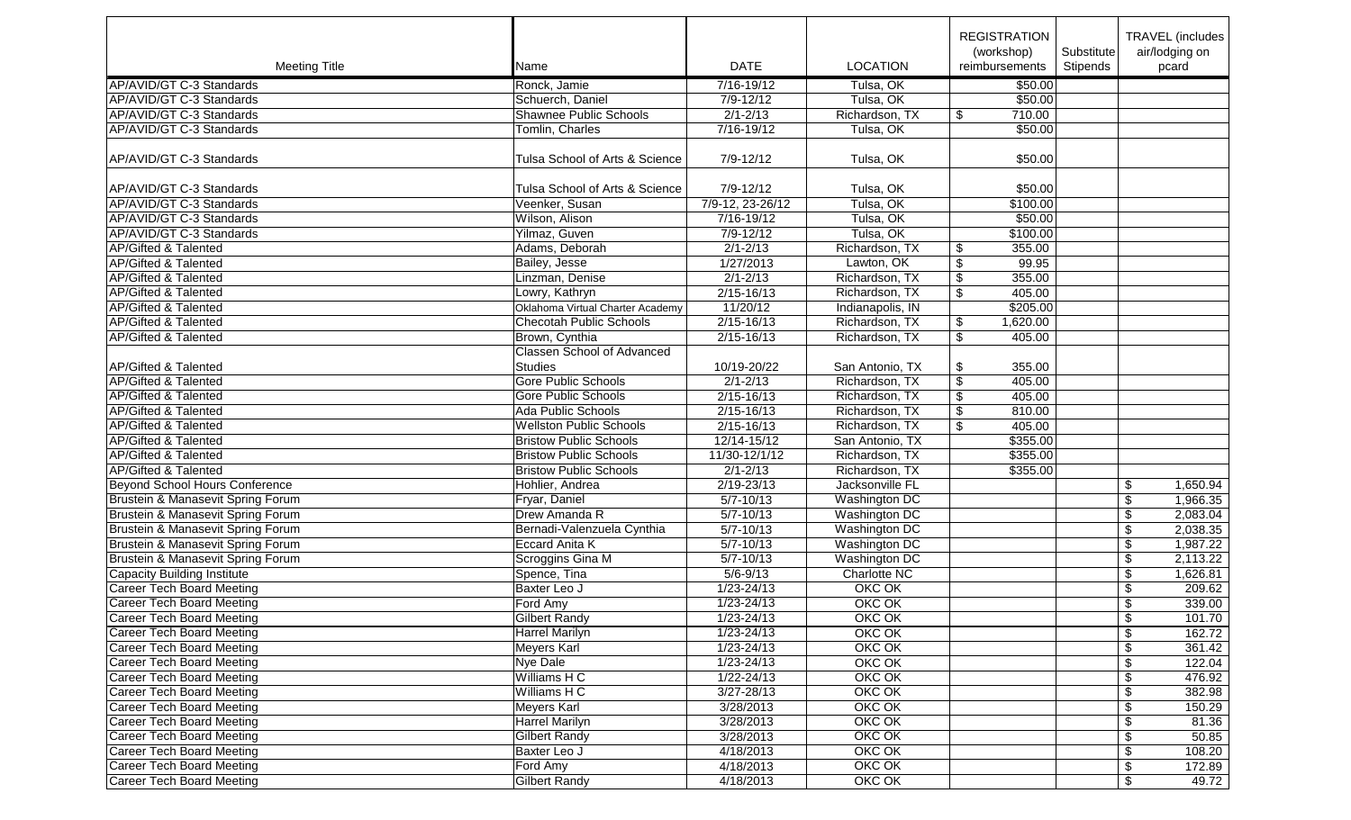| Meeting Title | Name | DATE | LOCATION | REGISTRATION (workshop) reimbursements | Substitute Stipends | TRAVEL (includes air/lodging on pcard |
|---|---|---|---|---|---|---|
| AP/AVID/GT C-3 Standards | Ronck, Jamie | 7/16-19/12 | Tulsa, OK | $50.00 | | |
| AP/AVID/GT C-3 Standards | Schuerch, Daniel | 7/9-12/12 | Tulsa, OK | $50.00 | | |
| AP/AVID/GT C-3 Standards | Shawnee Public Schools | 2/1-2/13 | Richardson, TX | $ 710.00 | | |
| AP/AVID/GT C-3 Standards | Tomlin, Charles | 7/16-19/12 | Tulsa, OK | $50.00 | | |
| AP/AVID/GT C-3 Standards | Tulsa School of Arts & Science | 7/9-12/12 | Tulsa, OK | $50.00 | | |
| AP/AVID/GT C-3 Standards | Tulsa School of Arts & Science | 7/9-12/12 | Tulsa, OK | $50.00 | | |
| AP/AVID/GT C-3 Standards | Veenker, Susan | 7/9-12, 23-26/12 | Tulsa, OK | $100.00 | | |
| AP/AVID/GT C-3 Standards | Wilson, Alison | 7/16-19/12 | Tulsa, OK | $50.00 | | |
| AP/AVID/GT C-3 Standards | Yilmaz, Guven | 7/9-12/12 | Tulsa, OK | $100.00 | | |
| AP/Gifted & Talented | Adams, Deborah | 2/1-2/13 | Richardson, TX | $ 355.00 | | |
| AP/Gifted & Talented | Bailey, Jesse | 1/27/2013 | Lawton, OK | $ 99.95 | | |
| AP/Gifted & Talented | Linzman, Denise | 2/1-2/13 | Richardson, TX | $ 355.00 | | |
| AP/Gifted & Talented | Lowry, Kathryn | 2/15-16/13 | Richardson, TX | $ 405.00 | | |
| AP/Gifted & Talented | Oklahoma Virtual Charter Academy | 11/20/12 | Indianapolis, IN | $205.00 | | |
| AP/Gifted & Talented | Checotah Public Schools | 2/15-16/13 | Richardson, TX | $ 1,620.00 | | |
| AP/Gifted & Talented | Brown, Cynthia | 2/15-16/13 | Richardson, TX | $ 405.00 | | |
| AP/Gifted & Talented | Classen School of Advanced Studies | 10/19-20/22 | San Antonio, TX | $ 355.00 | | |
| AP/Gifted & Talented | Gore Public Schools | 2/1-2/13 | Richardson, TX | $ 405.00 | | |
| AP/Gifted & Talented | Gore Public Schools | 2/15-16/13 | Richardson, TX | $ 405.00 | | |
| AP/Gifted & Talented | Ada Public Schools | 2/15-16/13 | Richardson, TX | $ 810.00 | | |
| AP/Gifted & Talented | Wellston Public Schools | 2/15-16/13 | Richardson, TX | $ 405.00 | | |
| AP/Gifted & Talented | Bristow Public Schools | 12/14-15/12 | San Antonio, TX | $355.00 | | |
| AP/Gifted & Talented | Bristow Public Schools | 11/30-12/1/12 | Richardson, TX | $355.00 | | |
| AP/Gifted & Talented | Bristow Public Schools | 2/1-2/13 | Richardson, TX | $355.00 | | |
| Beyond School Hours Conference | Hohlier, Andrea | 2/19-23/13 | Jacksonville FL | | | $ 1,650.94 |
| Brustein & Manasevit Spring Forum | Fryar, Daniel | 5/7-10/13 | Washington DC | | | $ 1,966.35 |
| Brustein & Manasevit Spring Forum | Drew Amanda R | 5/7-10/13 | Washington DC | | | $ 2,083.04 |
| Brustein & Manasevit Spring Forum | Bernadi-Valenzuela Cynthia | 5/7-10/13 | Washington DC | | | $ 2,038.35 |
| Brustein & Manasevit Spring Forum | Eccard Anita K | 5/7-10/13 | Washington DC | | | $ 1,987.22 |
| Brustein & Manasevit Spring Forum | Scroggins Gina M | 5/7-10/13 | Washington DC | | | $ 2,113.22 |
| Capacity Building Institute | Spence, Tina | 5/6-9/13 | Charlotte NC | | | $ 1,626.81 |
| Career Tech Board Meeting | Baxter Leo J | 1/23-24/13 | OKC OK | | | $ 209.62 |
| Career Tech Board Meeting | Ford Amy | 1/23-24/13 | OKC OK | | | $ 339.00 |
| Career Tech Board Meeting | Gilbert Randy | 1/23-24/13 | OKC OK | | | $ 101.70 |
| Career Tech Board Meeting | Harrel Marilyn | 1/23-24/13 | OKC OK | | | $ 162.72 |
| Career Tech Board Meeting | Meyers Karl | 1/23-24/13 | OKC OK | | | $ 361.42 |
| Career Tech Board Meeting | Nye Dale | 1/23-24/13 | OKC OK | | | $ 122.04 |
| Career Tech Board Meeting | Williams H C | 1/22-24/13 | OKC OK | | | $ 476.92 |
| Career Tech Board Meeting | Williams H C | 3/27-28/13 | OKC OK | | | $ 382.98 |
| Career Tech Board Meeting | Meyers Karl | 3/28/2013 | OKC OK | | | $ 150.29 |
| Career Tech Board Meeting | Harrel Marilyn | 3/28/2013 | OKC OK | | | $ 81.36 |
| Career Tech Board Meeting | Gilbert Randy | 3/28/2013 | OKC OK | | | $ 50.85 |
| Career Tech Board Meeting | Baxter Leo J | 4/18/2013 | OKC OK | | | $ 108.20 |
| Career Tech Board Meeting | Ford Amy | 4/18/2013 | OKC OK | | | $ 172.89 |
| Career Tech Board Meeting | Gilbert Randy | 4/18/2013 | OKC OK | | | $ 49.72 |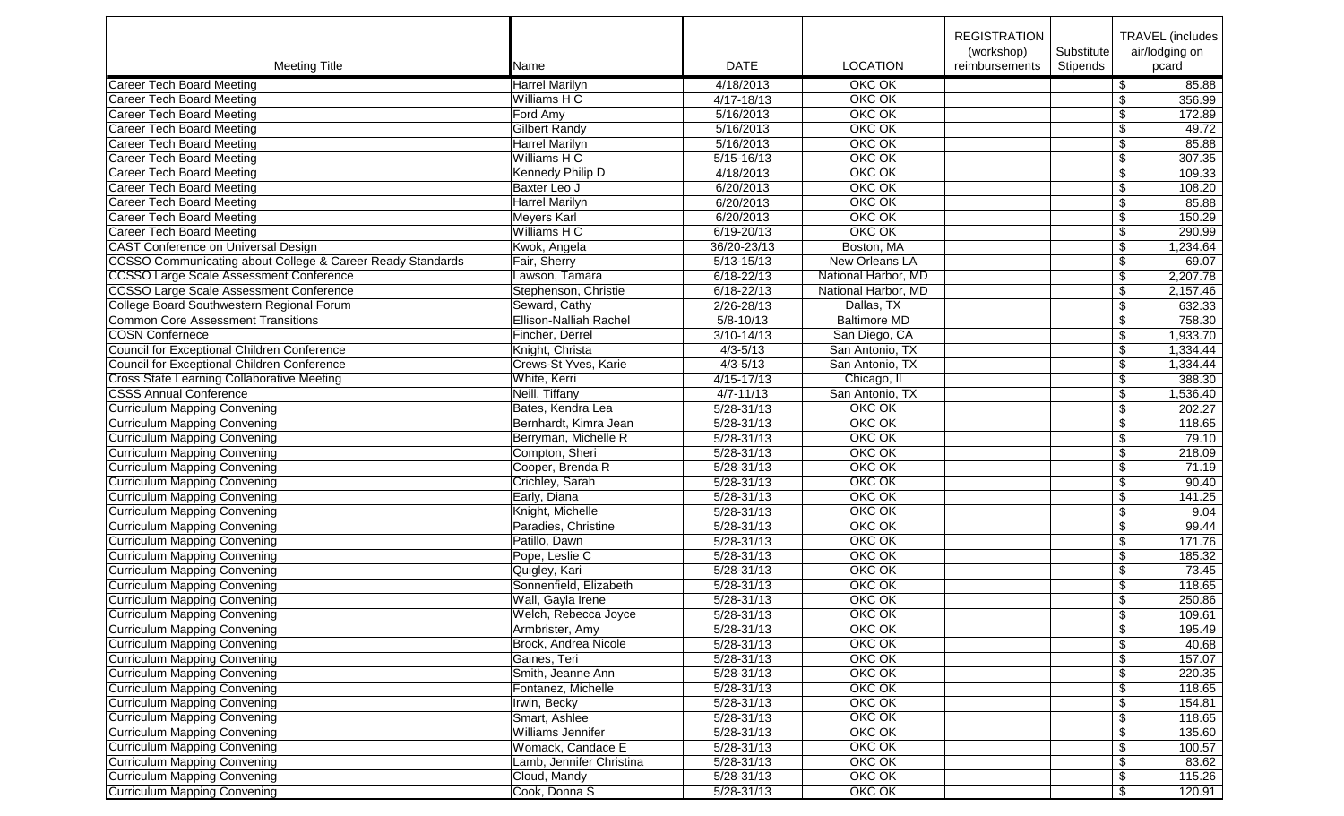| Meeting Title | Name | DATE | LOCATION | REGISTRATION (workshop) reimbursements | Substitute Stipends | TRAVEL (includes air/lodging on pcard |
|---|---|---|---|---|---|---|
| Career Tech Board Meeting | Harrel Marilyn | 4/18/2013 | OKC OK | | | $ 85.88 |
| Career Tech Board Meeting | Williams H C | 4/17-18/13 | OKC OK | | | $ 356.99 |
| Career Tech Board Meeting | Ford Amy | 5/16/2013 | OKC OK | | | $ 172.89 |
| Career Tech Board Meeting | Gilbert Randy | 5/16/2013 | OKC OK | | | $ 49.72 |
| Career Tech Board Meeting | Harrel Marilyn | 5/16/2013 | OKC OK | | | $ 85.88 |
| Career Tech Board Meeting | Williams H C | 5/15-16/13 | OKC OK | | | $ 307.35 |
| Career Tech Board Meeting | Kennedy Philip D | 4/18/2013 | OKC OK | | | $ 109.33 |
| Career Tech Board Meeting | Baxter Leo J | 6/20/2013 | OKC OK | | | $ 108.20 |
| Career Tech Board Meeting | Harrel Marilyn | 6/20/2013 | OKC OK | | | $ 85.88 |
| Career Tech Board Meeting | Meyers Karl | 6/20/2013 | OKC OK | | | $ 150.29 |
| Career Tech Board Meeting | Williams H C | 6/19-20/13 | OKC OK | | | $ 290.99 |
| CAST Conference on Universal Design | Kwok, Angela | 36/20-23/13 | Boston, MA | | | $ 1,234.64 |
| CCSSO Communicating about College & Career Ready Standards | Fair, Sherry | 5/13-15/13 | New Orleans LA | | | $ 69.07 |
| CCSSO Large Scale Assessment Conference | Lawson, Tamara | 6/18-22/13 | National Harbor, MD | | | $ 2,207.78 |
| CCSSO Large Scale Assessment Conference | Stephenson, Christie | 6/18-22/13 | National Harbor, MD | | | $ 2,157.46 |
| College Board Southwestern Regional Forum | Seward, Cathy | 2/26-28/13 | Dallas, TX | | | $ 632.33 |
| Common Core Assessment Transitions | Ellison-Nalliah Rachel | 5/8-10/13 | Baltimore MD | | | $ 758.30 |
| COSN Confernece | Fincher, Derrel | 3/10-14/13 | San Diego, CA | | | $ 1,933.70 |
| Council for Exceptional Children Conference | Knight, Christa | 4/3-5/13 | San Antonio, TX | | | $ 1,334.44 |
| Council for Exceptional Children Conference | Crews-St Yves, Karie | 4/3-5/13 | San Antonio, TX | | | $ 1,334.44 |
| Cross State Learning Collaborative Meeting | White, Kerri | 4/15-17/13 | Chicago, Il | | | $ 388.30 |
| CSSS Annual Conference | Neill, Tiffany | 4/7-11/13 | San Antonio, TX | | | $ 1,536.40 |
| Curriculum Mapping Convening | Bates, Kendra Lea | 5/28-31/13 | OKC OK | | | $ 202.27 |
| Curriculum Mapping Convening | Bernhardt, Kimra Jean | 5/28-31/13 | OKC OK | | | $ 118.65 |
| Curriculum Mapping Convening | Berryman, Michelle R | 5/28-31/13 | OKC OK | | | $ 79.10 |
| Curriculum Mapping Convening | Compton, Sheri | 5/28-31/13 | OKC OK | | | $ 218.09 |
| Curriculum Mapping Convening | Cooper, Brenda R | 5/28-31/13 | OKC OK | | | $ 71.19 |
| Curriculum Mapping Convening | Crichley, Sarah | 5/28-31/13 | OKC OK | | | $ 90.40 |
| Curriculum Mapping Convening | Early, Diana | 5/28-31/13 | OKC OK | | | $ 141.25 |
| Curriculum Mapping Convening | Knight, Michelle | 5/28-31/13 | OKC OK | | | $ 9.04 |
| Curriculum Mapping Convening | Paradies, Christine | 5/28-31/13 | OKC OK | | | $ 99.44 |
| Curriculum Mapping Convening | Patillo, Dawn | 5/28-31/13 | OKC OK | | | $ 171.76 |
| Curriculum Mapping Convening | Pope, Leslie C | 5/28-31/13 | OKC OK | | | $ 185.32 |
| Curriculum Mapping Convening | Quigley, Kari | 5/28-31/13 | OKC OK | | | $ 73.45 |
| Curriculum Mapping Convening | Sonnenfield, Elizabeth | 5/28-31/13 | OKC OK | | | $ 118.65 |
| Curriculum Mapping Convening | Wall, Gayla Irene | 5/28-31/13 | OKC OK | | | $ 250.86 |
| Curriculum Mapping Convening | Welch, Rebecca Joyce | 5/28-31/13 | OKC OK | | | $ 109.61 |
| Curriculum Mapping Convening | Armbrister, Amy | 5/28-31/13 | OKC OK | | | $ 195.49 |
| Curriculum Mapping Convening | Brock, Andrea Nicole | 5/28-31/13 | OKC OK | | | $ 40.68 |
| Curriculum Mapping Convening | Gaines, Teri | 5/28-31/13 | OKC OK | | | $ 157.07 |
| Curriculum Mapping Convening | Smith, Jeanne Ann | 5/28-31/13 | OKC OK | | | $ 220.35 |
| Curriculum Mapping Convening | Fontanez, Michelle | 5/28-31/13 | OKC OK | | | $ 118.65 |
| Curriculum Mapping Convening | Irwin, Becky | 5/28-31/13 | OKC OK | | | $ 154.81 |
| Curriculum Mapping Convening | Smart, Ashlee | 5/28-31/13 | OKC OK | | | $ 118.65 |
| Curriculum Mapping Convening | Williams Jennifer | 5/28-31/13 | OKC OK | | | $ 135.60 |
| Curriculum Mapping Convening | Womack, Candace E | 5/28-31/13 | OKC OK | | | $ 100.57 |
| Curriculum Mapping Convening | Lamb, Jennifer Christina | 5/28-31/13 | OKC OK | | | $ 83.62 |
| Curriculum Mapping Convening | Cloud, Mandy | 5/28-31/13 | OKC OK | | | $ 115.26 |
| Curriculum Mapping Convening | Cook, Donna S | 5/28-31/13 | OKC OK | | | $ 120.91 |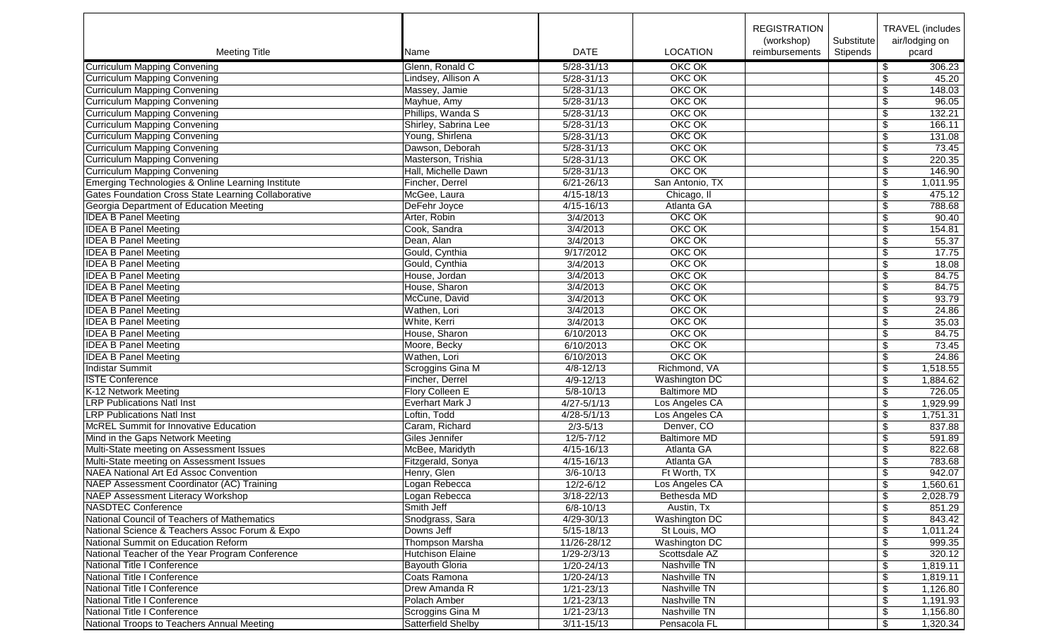| Meeting Title | Name | DATE | LOCATION | REGISTRATION (workshop) reimbursements | Substitute Stipends | TRAVEL (includes air/lodging on pcard |
|---|---|---|---|---|---|---|
| Curriculum Mapping Convening | Glenn, Ronald C | 5/28-31/13 | OKC OK | | | $ 306.23 |
| Curriculum Mapping Convening | Lindsey, Allison A | 5/28-31/13 | OKC OK | | | $ 45.20 |
| Curriculum Mapping Convening | Massey, Jamie | 5/28-31/13 | OKC OK | | | $ 148.03 |
| Curriculum Mapping Convening | Mayhue, Amy | 5/28-31/13 | OKC OK | | | $ 96.05 |
| Curriculum Mapping Convening | Phillips, Wanda S | 5/28-31/13 | OKC OK | | | $ 132.21 |
| Curriculum Mapping Convening | Shirley, Sabrina Lee | 5/28-31/13 | OKC OK | | | $ 166.11 |
| Curriculum Mapping Convening | Young, Shirlena | 5/28-31/13 | OKC OK | | | $ 131.08 |
| Curriculum Mapping Convening | Dawson, Deborah | 5/28-31/13 | OKC OK | | | $ 73.45 |
| Curriculum Mapping Convening | Masterson, Trishia | 5/28-31/13 | OKC OK | | | $ 220.35 |
| Curriculum Mapping Convening | Hall, Michelle Dawn | 5/28-31/13 | OKC OK | | | $ 146.90 |
| Emerging Technologies & Online Learning Institute | Fincher, Derrel | 6/21-26/13 | San Antonio, TX | | | $ 1,011.95 |
| Gates Foundation Cross State Learning Collaborative | McGee, Laura | 4/15-18/13 | Chicago, Il | | | $ 475.12 |
| Georgia Department of Education Meeting | DeFehr Joyce | 4/15-16/13 | Atlanta GA | | | $ 788.68 |
| IDEA B Panel Meeting | Arter, Robin | 3/4/2013 | OKC OK | | | $ 90.40 |
| IDEA B Panel Meeting | Cook, Sandra | 3/4/2013 | OKC OK | | | $ 154.81 |
| IDEA B Panel Meeting | Dean, Alan | 3/4/2013 | OKC OK | | | $ 55.37 |
| IDEA B Panel Meeting | Gould, Cynthia | 9/17/2012 | OKC OK | | | $ 17.75 |
| IDEA B Panel Meeting | Gould, Cynthia | 3/4/2013 | OKC OK | | | $ 18.08 |
| IDEA B Panel Meeting | House, Jordan | 3/4/2013 | OKC OK | | | $ 84.75 |
| IDEA B Panel Meeting | House, Sharon | 3/4/2013 | OKC OK | | | $ 84.75 |
| IDEA B Panel Meeting | McCune, David | 3/4/2013 | OKC OK | | | $ 93.79 |
| IDEA B Panel Meeting | Wathen, Lori | 3/4/2013 | OKC OK | | | $ 24.86 |
| IDEA B Panel Meeting | White, Kerri | 3/4/2013 | OKC OK | | | $ 35.03 |
| IDEA B Panel Meeting | House, Sharon | 6/10/2013 | OKC OK | | | $ 84.75 |
| IDEA B Panel Meeting | Moore, Becky | 6/10/2013 | OKC OK | | | $ 73.45 |
| IDEA B Panel Meeting | Wathen, Lori | 6/10/2013 | OKC OK | | | $ 24.86 |
| Indistar Summit | Scroggins Gina M | 4/8-12/13 | Richmond, VA | | | $ 1,518.55 |
| ISTE Conference | Fincher, Derrel | 4/9-12/13 | Washington DC | | | $ 1,884.62 |
| K-12 Network Meeting | Flory Colleen E | 5/8-10/13 | Baltimore MD | | | $ 726.05 |
| LRP Publications Natl Inst | Everhart Mark J | 4/27-5/1/13 | Los Angeles CA | | | $ 1,929.99 |
| LRP Publications Natl Inst | Loftin, Todd | 4/28-5/1/13 | Los Angeles CA | | | $ 1,751.31 |
| McREL Summit for Innovative Education | Caram, Richard | 2/3-5/13 | Denver, CO | | | $ 837.88 |
| Mind in the Gaps Network Meeting | Giles Jennifer | 12/5-7/12 | Baltimore MD | | | $ 591.89 |
| Multi-State meeting on Assessment Issues | McBee, Maridyth | 4/15-16/13 | Atlanta GA | | | $ 822.68 |
| Multi-State meeting on Assessment Issues | Fitzgerald, Sonya | 4/15-16/13 | Atlanta GA | | | $ 783.68 |
| NAEA National Art Ed Assoc Convention | Henry, Glen | 3/6-10/13 | Ft Worth, TX | | | $ 942.07 |
| NAEP Assessment Coordinator (AC) Training | Logan Rebecca | 12/2-6/12 | Los Angeles CA | | | $ 1,560.61 |
| NAEP Assessment Literacy Workshop | Logan Rebecca | 3/18-22/13 | Bethesda MD | | | $ 2,028.79 |
| NASDTEC Conference | Smith Jeff | 6/8-10/13 | Austin, Tx | | | $ 851.29 |
| National Council of Teachers of Mathematics | Snodgrass, Sara | 4/29-30/13 | Washington DC | | | $ 843.42 |
| National Science & Teachers Assoc Forum & Expo | Downs Jeff | 5/15-18/13 | St Louis, MO | | | $ 1,011.24 |
| National Summit on Education Reform | Thompson Marsha | 11/26-28/12 | Washington DC | | | $ 999.35 |
| National Teacher of the Year Program Conference | Hutchison Elaine | 1/29-2/3/13 | Scottsdale AZ | | | $ 320.12 |
| National Title I Conference | Bayouth Gloria | 1/20-24/13 | Nashville TN | | | $ 1,819.11 |
| National Title I Conference | Coats Ramona | 1/20-24/13 | Nashville TN | | | $ 1,819.11 |
| National Title I Conference | Drew Amanda R | 1/21-23/13 | Nashville TN | | | $ 1,126.80 |
| National Title I Conference | Polach Amber | 1/21-23/13 | Nashville TN | | | $ 1,191.93 |
| National Title I Conference | Scroggins Gina M | 1/21-23/13 | Nashville TN | | | $ 1,156.80 |
| National Troops to Teachers Annual Meeting | Satterfield Shelby | 3/11-15/13 | Pensacola FL | | | $ 1,320.34 |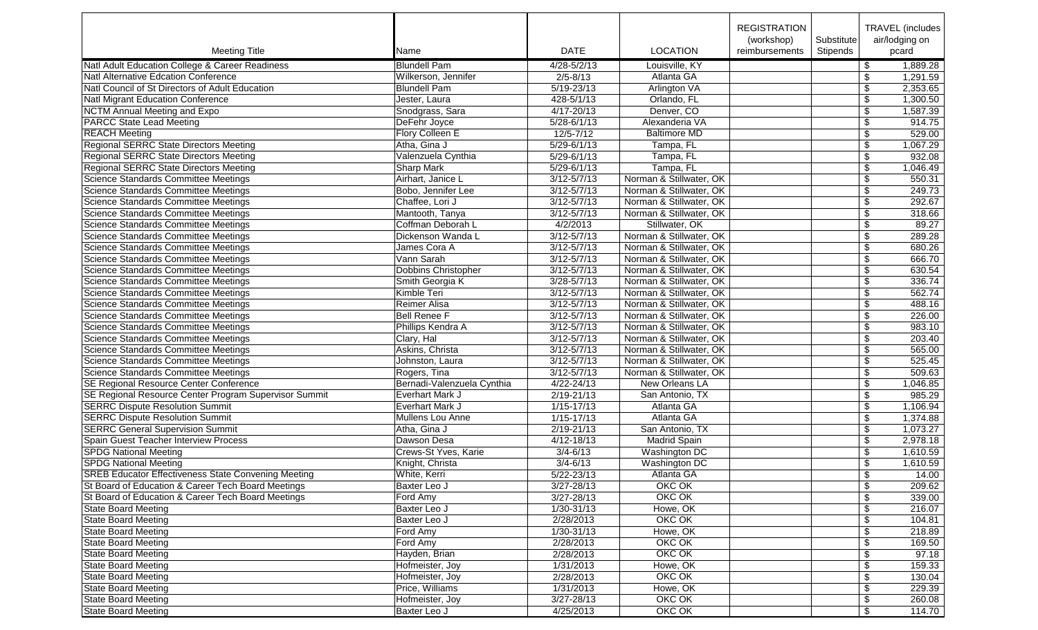| Meeting Title | Name | DATE | LOCATION | REGISTRATION (workshop) reimbursements | Substitute Stipends | TRAVEL (includes air/lodging on pcard |
|---|---|---|---|---|---|---|
| Natl Adult Education College & Career Readiness | Blundell Pam | 4/28-5/2/13 | Louisville, KY | | | $ 1,889.28 |
| Natl Alternative Edcation Conference | Wilkerson, Jennifer | 2/5-8/13 | Atlanta GA | | | $ 1,291.59 |
| Natl Council of St Directors of Adult Education | Blundell Pam | 5/19-23/13 | Arlington VA | | | $ 2,353.65 |
| Natl Migrant Education Conference | Jester, Laura | 428-5/1/13 | Orlando, FL | | | $ 1,300.50 |
| NCTM Annual Meeting and Expo | Snodgrass, Sara | 4/17-20/13 | Denver, CO | | | $ 1,587.39 |
| PARCC State Lead Meeting | DeFehr Joyce | 5/28-6/1/13 | Alexanderia VA | | | $ 914.75 |
| REACH Meeting | Flory Colleen E | 12/5-7/12 | Baltimore MD | | | $ 529.00 |
| Regional SERRC State Directors Meeting | Atha, Gina J | 5/29-6/1/13 | Tampa, FL | | | $ 1,067.29 |
| Regional SERRC State Directors Meeting | Valenzuela Cynthia | 5/29-6/1/13 | Tampa, FL | | | $ 932.08 |
| Regional SERRC State Directors Meeting | Sharp Mark | 5/29-6/1/13 | Tampa, FL | | | $ 1,046.49 |
| Science Standards Committee Meetings | Airhart, Janice L | 3/12-5/7/13 | Norman & Stillwater, OK | | | $ 550.31 |
| Science Standards Committee Meetings | Bobo, Jennifer Lee | 3/12-5/7/13 | Norman & Stillwater, OK | | | $ 249.73 |
| Science Standards Committee Meetings | Chaffee, Lori J | 3/12-5/7/13 | Norman & Stillwater, OK | | | $ 292.67 |
| Science Standards Committee Meetings | Mantooth, Tanya | 3/12-5/7/13 | Norman & Stillwater, OK | | | $ 318.66 |
| Science Standards Committee Meetings | Coffman Deborah L | 4/2/2013 | Stillwater, OK | | | $ 89.27 |
| Science Standards Committee Meetings | Dickenson Wanda L | 3/12-5/7/13 | Norman & Stillwater, OK | | | $ 289.28 |
| Science Standards Committee Meetings | James Cora A | 3/12-5/7/13 | Norman & Stillwater, OK | | | $ 680.26 |
| Science Standards Committee Meetings | Vann Sarah | 3/12-5/7/13 | Norman & Stillwater, OK | | | $ 666.70 |
| Science Standards Committee Meetings | Dobbins Christopher | 3/12-5/7/13 | Norman & Stillwater, OK | | | $ 630.54 |
| Science Standards Committee Meetings | Smith Georgia K | 3/28-5/7/13 | Norman & Stillwater, OK | | | $ 336.74 |
| Science Standards Committee Meetings | Kimble Teri | 3/12-5/7/13 | Norman & Stillwater, OK | | | $ 562.74 |
| Science Standards Committee Meetings | Reimer Alisa | 3/12-5/7/13 | Norman & Stillwater, OK | | | $ 488.16 |
| Science Standards Committee Meetings | Bell Renee F | 3/12-5/7/13 | Norman & Stillwater, OK | | | $ 226.00 |
| Science Standards Committee Meetings | Phillips Kendra A | 3/12-5/7/13 | Norman & Stillwater, OK | | | $ 983.10 |
| Science Standards Committee Meetings | Clary, Hal | 3/12-5/7/13 | Norman & Stillwater, OK | | | $ 203.40 |
| Science Standards Committee Meetings | Askins, Christa | 3/12-5/7/13 | Norman & Stillwater, OK | | | $ 565.00 |
| Science Standards Committee Meetings | Johnston, Laura | 3/12-5/7/13 | Norman & Stillwater, OK | | | $ 525.45 |
| Science Standards Committee Meetings | Rogers, Tina | 3/12-5/7/13 | Norman & Stillwater, OK | | | $ 509.63 |
| SE Regional Resource Center Conference | Bernadi-Valenzuela Cynthia | 4/22-24/13 | New Orleans LA | | | $ 1,046.85 |
| SE Regional Resource Center Program Supervisor Summit | Everhart Mark J | 2/19-21/13 | San Antonio, TX | | | $ 985.29 |
| SERRC Dispute Resolution Summit | Everhart Mark J | 1/15-17/13 | Atlanta GA | | | $ 1,106.94 |
| SERRC Dispute Resolution Summit | Mullens Lou Anne | 1/15-17/13 | Atlanta GA | | | $ 1,374.88 |
| SERRC General Supervision Summit | Atha, Gina J | 2/19-21/13 | San Antonio, TX | | | $ 1,073.27 |
| Spain Guest Teacher Interview Process | Dawson Desa | 4/12-18/13 | Madrid Spain | | | $ 2,978.18 |
| SPDG National Meeting | Crews-St Yves, Karie | 3/4-6/13 | Washington DC | | | $ 1,610.59 |
| SPDG National Meeting | Knight, Christa | 3/4-6/13 | Washington DC | | | $ 1,610.59 |
| SREB Educator Effectiveness State Convening Meeting | White, Kerri | 5/22-23/13 | Atlanta GA | | | $ 14.00 |
| St Board of Education & Career Tech Board Meetings | Baxter Leo J | 3/27-28/13 | OKC OK | | | $ 209.62 |
| St Board of Education & Career Tech Board Meetings | Ford Amy | 3/27-28/13 | OKC OK | | | $ 339.00 |
| State Board Meeting | Baxter Leo J | 1/30-31/13 | Howe, OK | | | $ 216.07 |
| State Board Meeting | Baxter Leo J | 2/28/2013 | OKC OK | | | $ 104.81 |
| State Board Meeting | Ford Amy | 1/30-31/13 | Howe, OK | | | $ 218.89 |
| State Board Meeting | Ford Amy | 2/28/2013 | OKC OK | | | $ 169.50 |
| State Board Meeting | Hayden, Brian | 2/28/2013 | OKC OK | | | $ 97.18 |
| State Board Meeting | Hofmeister, Joy | 1/31/2013 | Howe, OK | | | $ 159.33 |
| State Board Meeting | Hofmeister, Joy | 2/28/2013 | OKC OK | | | $ 130.04 |
| State Board Meeting | Price, Williams | 1/31/2013 | Howe, OK | | | $ 229.39 |
| State Board Meeting | Hofmeister, Joy | 3/27-28/13 | OKC OK | | | $ 260.08 |
| State Board Meeting | Baxter Leo J | 4/25/2013 | OKC OK | | | $ 114.70 |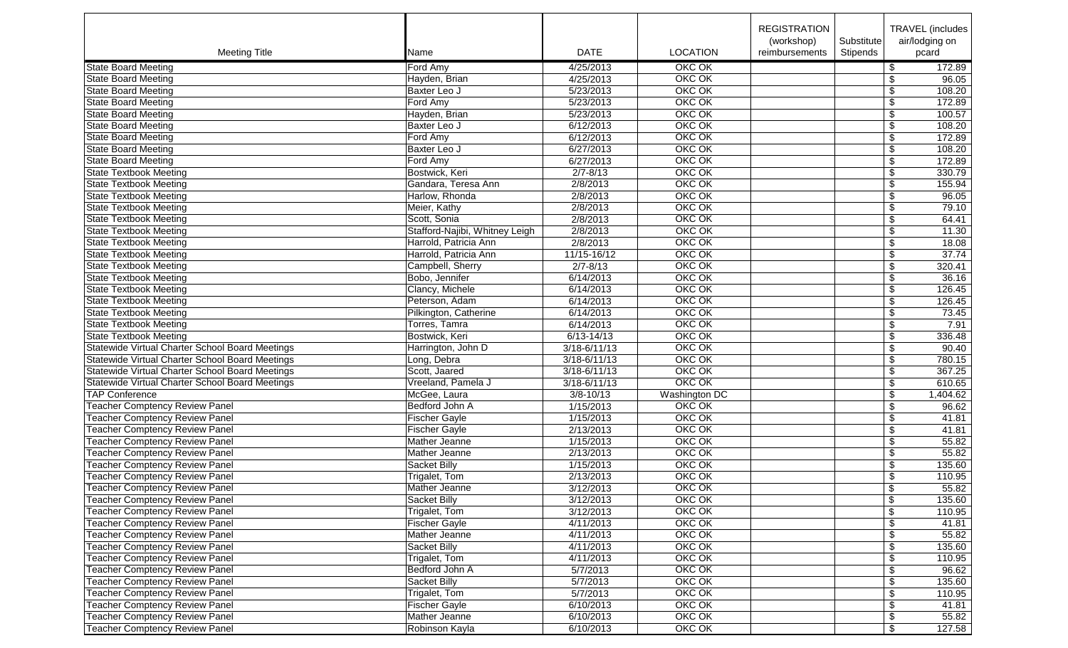| Meeting Title | Name | DATE | LOCATION | REGISTRATION (workshop) reimbursements | Substitute Stipends | TRAVEL (includes air/lodging on pcard |
|---|---|---|---|---|---|---|
| State Board Meeting | Ford Amy | 4/25/2013 | OKC OK | | | $ 172.89 |
| State Board Meeting | Hayden, Brian | 4/25/2013 | OKC OK | | | $ 96.05 |
| State Board Meeting | Baxter Leo J | 5/23/2013 | OKC OK | | | $ 108.20 |
| State Board Meeting | Ford Amy | 5/23/2013 | OKC OK | | | $ 172.89 |
| State Board Meeting | Hayden, Brian | 5/23/2013 | OKC OK | | | $ 100.57 |
| State Board Meeting | Baxter Leo J | 6/12/2013 | OKC OK | | | $ 108.20 |
| State Board Meeting | Ford Amy | 6/12/2013 | OKC OK | | | $ 172.89 |
| State Board Meeting | Baxter Leo J | 6/27/2013 | OKC OK | | | $ 108.20 |
| State Board Meeting | Ford Amy | 6/27/2013 | OKC OK | | | $ 172.89 |
| State Textbook Meeting | Bostwick, Keri | 2/7-8/13 | OKC OK | | | $ 330.79 |
| State Textbook Meeting | Gandara, Teresa Ann | 2/8/2013 | OKC OK | | | $ 155.94 |
| State Textbook Meeting | Harlow, Rhonda | 2/8/2013 | OKC OK | | | $ 96.05 |
| State Textbook Meeting | Meier, Kathy | 2/8/2013 | OKC OK | | | $ 79.10 |
| State Textbook Meeting | Scott, Sonia | 2/8/2013 | OKC OK | | | $ 64.41 |
| State Textbook Meeting | Stafford-Najibi, Whitney Leigh | 2/8/2013 | OKC OK | | | $ 11.30 |
| State Textbook Meeting | Harrold, Patricia Ann | 2/8/2013 | OKC OK | | | $ 18.08 |
| State Textbook Meeting | Harrold, Patricia Ann | 11/15-16/12 | OKC OK | | | $ 37.74 |
| State Textbook Meeting | Campbell, Sherry | 2/7-8/13 | OKC OK | | | $ 320.41 |
| State Textbook Meeting | Bobo, Jennifer | 6/14/2013 | OKC OK | | | $ 36.16 |
| State Textbook Meeting | Clancy, Michele | 6/14/2013 | OKC OK | | | $ 126.45 |
| State Textbook Meeting | Peterson, Adam | 6/14/2013 | OKC OK | | | $ 126.45 |
| State Textbook Meeting | Pilkington, Catherine | 6/14/2013 | OKC OK | | | $ 73.45 |
| State Textbook Meeting | Torres, Tamra | 6/14/2013 | OKC OK | | | $ 7.91 |
| State Textbook Meeting | Bostwick, Keri | 6/13-14/13 | OKC OK | | | $ 336.48 |
| Statewide Virtual Charter School Board Meetings | Harrington, John D | 3/18-6/11/13 | OKC OK | | | $ 90.40 |
| Statewide Virtual Charter School Board Meetings | Long, Debra | 3/18-6/11/13 | OKC OK | | | $ 780.15 |
| Statewide Virtual Charter School Board Meetings | Scott, Jaared | 3/18-6/11/13 | OKC OK | | | $ 367.25 |
| Statewide Virtual Charter School Board Meetings | Vreeland, Pamela J | 3/18-6/11/13 | OKC OK | | | $ 610.65 |
| TAP Conference | McGee, Laura | 3/8-10/13 | Washington DC | | | $ 1,404.62 |
| Teacher Comptency Review Panel | Bedford John A | 1/15/2013 | OKC OK | | | $ 96.62 |
| Teacher Comptency Review Panel | Fischer Gayle | 1/15/2013 | OKC OK | | | $ 41.81 |
| Teacher Comptency Review Panel | Fischer Gayle | 2/13/2013 | OKC OK | | | $ 41.81 |
| Teacher Comptency Review Panel | Mather Jeanne | 1/15/2013 | OKC OK | | | $ 55.82 |
| Teacher Comptency Review Panel | Mather Jeanne | 2/13/2013 | OKC OK | | | $ 55.82 |
| Teacher Comptency Review Panel | Sacket Billy | 1/15/2013 | OKC OK | | | $ 135.60 |
| Teacher Comptency Review Panel | Trigalet, Tom | 2/13/2013 | OKC OK | | | $ 110.95 |
| Teacher Comptency Review Panel | Mather Jeanne | 3/12/2013 | OKC OK | | | $ 55.82 |
| Teacher Comptency Review Panel | Sacket Billy | 3/12/2013 | OKC OK | | | $ 135.60 |
| Teacher Comptency Review Panel | Trigalet, Tom | 3/12/2013 | OKC OK | | | $ 110.95 |
| Teacher Comptency Review Panel | Fischer Gayle | 4/11/2013 | OKC OK | | | $ 41.81 |
| Teacher Comptency Review Panel | Mather Jeanne | 4/11/2013 | OKC OK | | | $ 55.82 |
| Teacher Comptency Review Panel | Sacket Billy | 4/11/2013 | OKC OK | | | $ 135.60 |
| Teacher Comptency Review Panel | Trigalet, Tom | 4/11/2013 | OKC OK | | | $ 110.95 |
| Teacher Comptency Review Panel | Bedford John A | 5/7/2013 | OKC OK | | | $ 96.62 |
| Teacher Comptency Review Panel | Sacket Billy | 5/7/2013 | OKC OK | | | $ 135.60 |
| Teacher Comptency Review Panel | Trigalet, Tom | 5/7/2013 | OKC OK | | | $ 110.95 |
| Teacher Comptency Review Panel | Fischer Gayle | 6/10/2013 | OKC OK | | | $ 41.81 |
| Teacher Comptency Review Panel | Mather Jeanne | 6/10/2013 | OKC OK | | | $ 55.82 |
| Teacher Comptency Review Panel | Robinson Kayla | 6/10/2013 | OKC OK | | | $ 127.58 |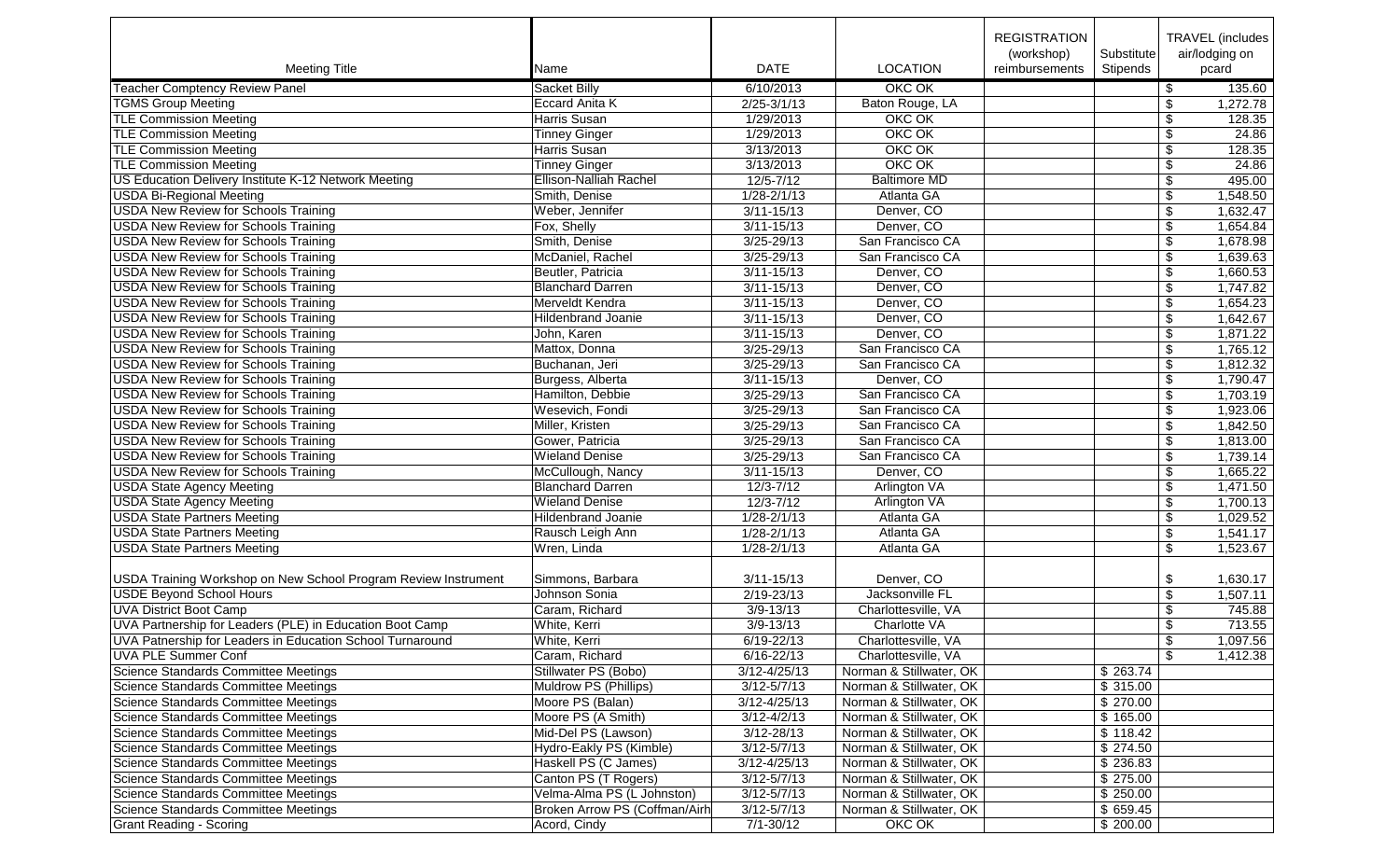| Meeting Title | Name | DATE | LOCATION | REGISTRATION (workshop) reimbursements | Substitute Stipends | TRAVEL (includes air/lodging on pcard |
|---|---|---|---|---|---|---|
| Teacher Comptency Review Panel | Sacket Billy | 6/10/2013 | OKC OK | | | $ 135.60 |
| TGMS Group Meeting | Eccard Anita K | 2/25-3/1/13 | Baton Rouge, LA | | | $ 1,272.78 |
| TLE Commission Meeting | Harris Susan | 1/29/2013 | OKC OK | | | $ 128.35 |
| TLE Commission Meeting | Tinney Ginger | 1/29/2013 | OKC OK | | | $ 24.86 |
| TLE Commission Meeting | Harris Susan | 3/13/2013 | OKC OK | | | $ 128.35 |
| TLE Commission Meeting | Tinney Ginger | 3/13/2013 | OKC OK | | | $ 24.86 |
| US Education Delivery Institute K-12 Network Meeting | Ellison-Nalliah Rachel | 12/5-7/12 | Baltimore MD | | | $ 495.00 |
| USDA Bi-Regional Meeting | Smith, Denise | 1/28-2/1/13 | Atlanta GA | | | $ 1,548.50 |
| USDA New Review for Schools Training | Weber, Jennifer | 3/11-15/13 | Denver, CO | | | $ 1,632.47 |
| USDA New Review for Schools Training | Fox, Shelly | 3/11-15/13 | Denver, CO | | | $ 1,654.84 |
| USDA New Review for Schools Training | Smith, Denise | 3/25-29/13 | San Francisco CA | | | $ 1,678.98 |
| USDA New Review for Schools Training | McDaniel, Rachel | 3/25-29/13 | San Francisco CA | | | $ 1,639.63 |
| USDA New Review for Schools Training | Beutler, Patricia | 3/11-15/13 | Denver, CO | | | $ 1,660.53 |
| USDA New Review for Schools Training | Blanchard Darren | 3/11-15/13 | Denver, CO | | | $ 1,747.82 |
| USDA New Review for Schools Training | Merveldt Kendra | 3/11-15/13 | Denver, CO | | | $ 1,654.23 |
| USDA New Review for Schools Training | Hildenbrand Joanie | 3/11-15/13 | Denver, CO | | | $ 1,642.67 |
| USDA New Review for Schools Training | John, Karen | 3/11-15/13 | Denver, CO | | | $ 1,871.22 |
| USDA New Review for Schools Training | Mattox, Donna | 3/25-29/13 | San Francisco CA | | | $ 1,765.12 |
| USDA New Review for Schools Training | Buchanan, Jeri | 3/25-29/13 | San Francisco CA | | | $ 1,812.32 |
| USDA New Review for Schools Training | Burgess, Alberta | 3/11-15/13 | Denver, CO | | | $ 1,790.47 |
| USDA New Review for Schools Training | Hamilton, Debbie | 3/25-29/13 | San Francisco CA | | | $ 1,703.19 |
| USDA New Review for Schools Training | Wesevich, Fondi | 3/25-29/13 | San Francisco CA | | | $ 1,923.06 |
| USDA New Review for Schools Training | Miller, Kristen | 3/25-29/13 | San Francisco CA | | | $ 1,842.50 |
| USDA New Review for Schools Training | Gower, Patricia | 3/25-29/13 | San Francisco CA | | | $ 1,813.00 |
| USDA New Review for Schools Training | Wieland Denise | 3/25-29/13 | San Francisco CA | | | $ 1,739.14 |
| USDA New Review for Schools Training | McCullough, Nancy | 3/11-15/13 | Denver, CO | | | $ 1,665.22 |
| USDA State Agency Meeting | Blanchard Darren | 12/3-7/12 | Arlington VA | | | $ 1,471.50 |
| USDA State Agency Meeting | Wieland Denise | 12/3-7/12 | Arlington VA | | | $ 1,700.13 |
| USDA State Partners Meeting | Hildenbrand Joanie | 1/28-2/1/13 | Atlanta GA | | | $ 1,029.52 |
| USDA State Partners Meeting | Rausch Leigh Ann | 1/28-2/1/13 | Atlanta GA | | | $ 1,541.17 |
| USDA State Partners Meeting | Wren, Linda | 1/28-2/1/13 | Atlanta GA | | | $ 1,523.67 |
| USDA Training Workshop on New School Program Review Instrument | Simmons, Barbara | 3/11-15/13 | Denver, CO | | | $ 1,630.17 |
| USDE Beyond School Hours | Johnson Sonia | 2/19-23/13 | Jacksonville FL | | | $ 1,507.11 |
| UVA District Boot Camp | Caram, Richard | 3/9-13/13 | Charlottesville, VA | | | $ 745.88 |
| UVA Partnership for Leaders (PLE) in Education Boot Camp | White, Kerri | 3/9-13/13 | Charlotte VA | | | $ 713.55 |
| UVA Patnership for Leaders in Education School Turnaround | White, Kerri | 6/19-22/13 | Charlottesville, VA | | | $ 1,097.56 |
| UVA PLE Summer Conf | Caram, Richard | 6/16-22/13 | Charlottesville, VA | | | $ 1,412.38 |
| Science Standards Committee Meetings | Stillwater PS (Bobo) | 3/12-4/25/13 | Norman & Stillwater, OK | | $ 263.74 | |
| Science Standards Committee Meetings | Muldrow PS (Phillips) | 3/12-5/7/13 | Norman & Stillwater, OK | | $ 315.00 | |
| Science Standards Committee Meetings | Moore PS (Balan) | 3/12-4/25/13 | Norman & Stillwater, OK | | $ 270.00 | |
| Science Standards Committee Meetings | Moore PS (A Smith) | 3/12-4/2/13 | Norman & Stillwater, OK | | $ 165.00 | |
| Science Standards Committee Meetings | Mid-Del PS (Lawson) | 3/12-28/13 | Norman & Stillwater, OK | | $ 118.42 | |
| Science Standards Committee Meetings | Hydro-Eakly PS (Kimble) | 3/12-5/7/13 | Norman & Stillwater, OK | | $ 274.50 | |
| Science Standards Committee Meetings | Haskell PS (C James) | 3/12-4/25/13 | Norman & Stillwater, OK | | $ 236.83 | |
| Science Standards Committee Meetings | Canton PS (T Rogers) | 3/12-5/7/13 | Norman & Stillwater, OK | | $ 275.00 | |
| Science Standards Committee Meetings | Velma-Alma PS (L Johnston) | 3/12-5/7/13 | Norman & Stillwater, OK | | $ 250.00 | |
| Science Standards Committee Meetings | Broken Arrow PS (Coffman/Airh | 3/12-5/7/13 | Norman & Stillwater, OK | | $ 659.45 | |
| Grant Reading - Scoring | Acord, Cindy | 7/1-30/12 | OKC OK | | $ 200.00 | |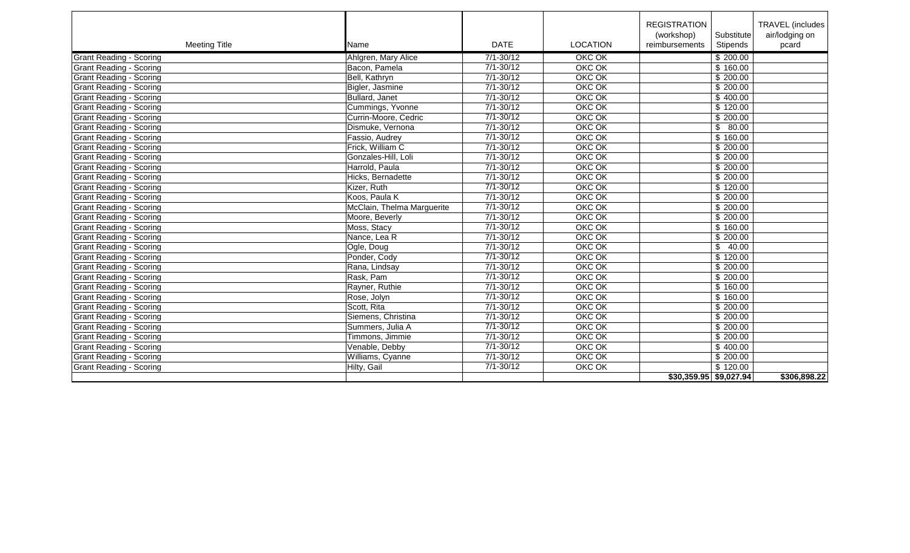| Meeting Title | Name | DATE | LOCATION | REGISTRATION (workshop) reimbursements | Substitute Stipends | TRAVEL (includes air/lodging on pcard |
|---|---|---|---|---|---|---|
| Grant Reading - Scoring | Ahlgren, Mary Alice | 7/1-30/12 | OKC OK | | $ 200.00 | |
| Grant Reading - Scoring | Bacon, Pamela | 7/1-30/12 | OKC OK | | $ 160.00 | |
| Grant Reading - Scoring | Bell, Kathryn | 7/1-30/12 | OKC OK | | $ 200.00 | |
| Grant Reading - Scoring | Bigler, Jasmine | 7/1-30/12 | OKC OK | | $ 200.00 | |
| Grant Reading - Scoring | Bullard, Janet | 7/1-30/12 | OKC OK | | $ 400.00 | |
| Grant Reading - Scoring | Cummings, Yvonne | 7/1-30/12 | OKC OK | | $ 120.00 | |
| Grant Reading - Scoring | Currin-Moore, Cedric | 7/1-30/12 | OKC OK | | $ 200.00 | |
| Grant Reading - Scoring | Dismuke, Vernona | 7/1-30/12 | OKC OK | | $ 80.00 | |
| Grant Reading - Scoring | Fassio, Audrey | 7/1-30/12 | OKC OK | | $ 160.00 | |
| Grant Reading - Scoring | Frick, William C | 7/1-30/12 | OKC OK | | $ 200.00 | |
| Grant Reading - Scoring | Gonzales-Hill, Loli | 7/1-30/12 | OKC OK | | $ 200.00 | |
| Grant Reading - Scoring | Harrold, Paula | 7/1-30/12 | OKC OK | | $ 200.00 | |
| Grant Reading - Scoring | Hicks, Bernadette | 7/1-30/12 | OKC OK | | $ 200.00 | |
| Grant Reading - Scoring | Kizer, Ruth | 7/1-30/12 | OKC OK | | $ 120.00 | |
| Grant Reading - Scoring | Koos, Paula K | 7/1-30/12 | OKC OK | | $ 200.00 | |
| Grant Reading - Scoring | McClain, Thelma Marguerite | 7/1-30/12 | OKC OK | | $ 200.00 | |
| Grant Reading - Scoring | Moore, Beverly | 7/1-30/12 | OKC OK | | $ 200.00 | |
| Grant Reading - Scoring | Moss, Stacy | 7/1-30/12 | OKC OK | | $ 160.00 | |
| Grant Reading - Scoring | Nance, Lea R | 7/1-30/12 | OKC OK | | $ 200.00 | |
| Grant Reading - Scoring | Ogle, Doug | 7/1-30/12 | OKC OK | | $ 40.00 | |
| Grant Reading - Scoring | Ponder, Cody | 7/1-30/12 | OKC OK | | $ 120.00 | |
| Grant Reading - Scoring | Rana, Lindsay | 7/1-30/12 | OKC OK | | $ 200.00 | |
| Grant Reading - Scoring | Rask, Pam | 7/1-30/12 | OKC OK | | $ 200.00 | |
| Grant Reading - Scoring | Rayner, Ruthie | 7/1-30/12 | OKC OK | | $ 160.00 | |
| Grant Reading - Scoring | Rose, Jolyn | 7/1-30/12 | OKC OK | | $ 160.00 | |
| Grant Reading - Scoring | Scott, Rita | 7/1-30/12 | OKC OK | | $ 200.00 | |
| Grant Reading - Scoring | Siemens, Christina | 7/1-30/12 | OKC OK | | $ 200.00 | |
| Grant Reading - Scoring | Summers, Julia A | 7/1-30/12 | OKC OK | | $ 200.00 | |
| Grant Reading - Scoring | Timmons, Jimmie | 7/1-30/12 | OKC OK | | $ 200.00 | |
| Grant Reading - Scoring | Venable, Debby | 7/1-30/12 | OKC OK | | $ 400.00 | |
| Grant Reading - Scoring | Williams, Cyanne | 7/1-30/12 | OKC OK | | $ 200.00 | |
| Grant Reading - Scoring | Hilty, Gail | 7/1-30/12 | OKC OK | | $ 120.00 | |
| | | | | $30,359.95 | $9,027.94 | $306,898.22 |